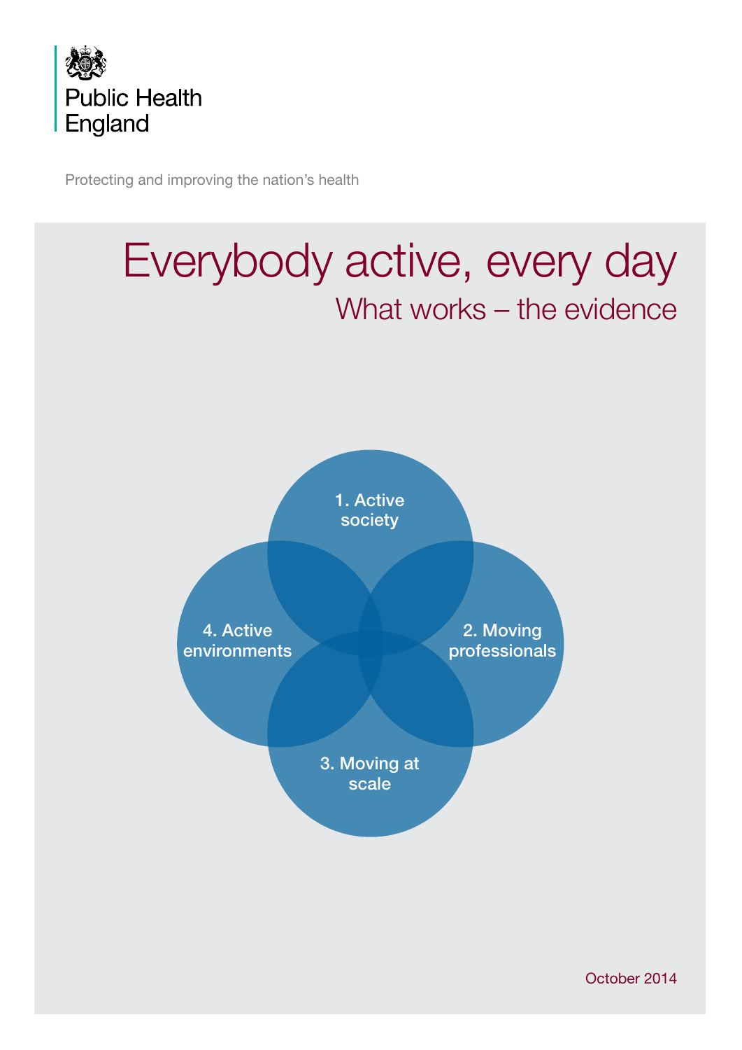Public Health England

Protecting and improving the nation's health

# Everybody active, every day

## What works – the evidence

1. Active society
2. Moving professionals
3. Moving at scale
4. Active environments

October 2014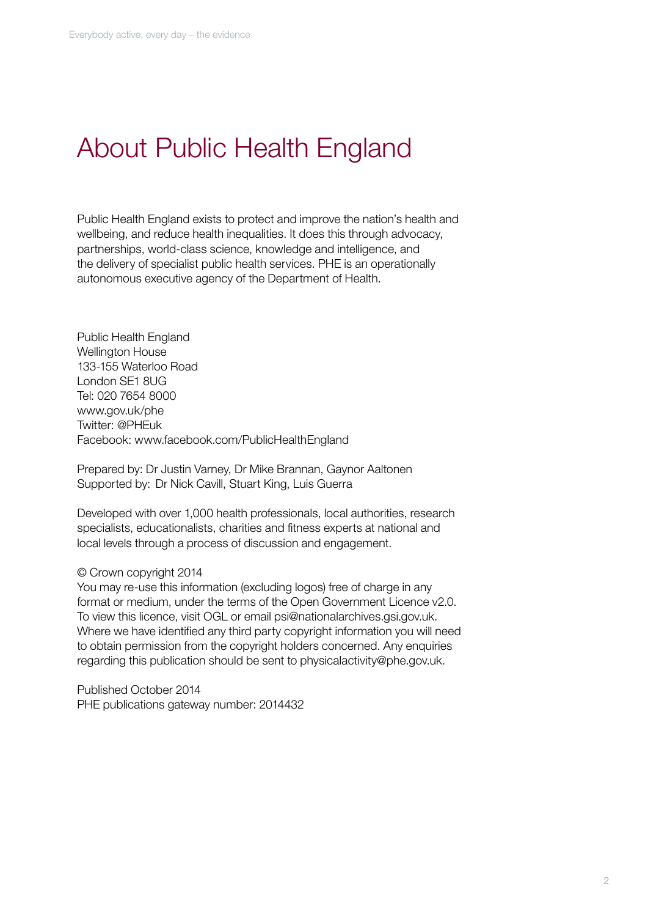# About Public Health England

Public Health England exists to protect and improve the nation's health and wellbeing, and reduce health inequalities. It does this through advocacy, partnerships, world-class science, knowledge and intelligence, and the delivery of specialist public health services. PHE is an operationally autonomous executive agency of the Department of Health.

Public Health England  
Wellington House  
133-155 Waterloo Road  
London SE1 8UG  
Tel: 020 7654 8000  
www.gov.uk/phe  
Twitter: @PHEuk  
Facebook: www.facebook.com/PublicHealthEngland

Prepared by: Dr Justin Varney, Dr Mike Brannan, Gaynor Aaltonen  
Supported by: Dr Nick Cavill, Stuart King, Luis Guerra

Developed with over 1,000 health professionals, local authorities, research specialists, educationalists, charities and fitness experts at national and local levels through a process of discussion and engagement.

© Crown copyright 2014  
You may re-use this information (excluding logos) free of charge in any format or medium, under the terms of the Open Government Licence v2.0. To view this licence, visit OGL or email psi@nationalarchives.gsi.gov.uk. Where we have identified any third party copyright information you will need to obtain permission from the copyright holders concerned. Any enquiries regarding this publication should be sent to physicalactivity@phe.gov.uk.

Published October 2014  
PHE publications gateway number: 2014432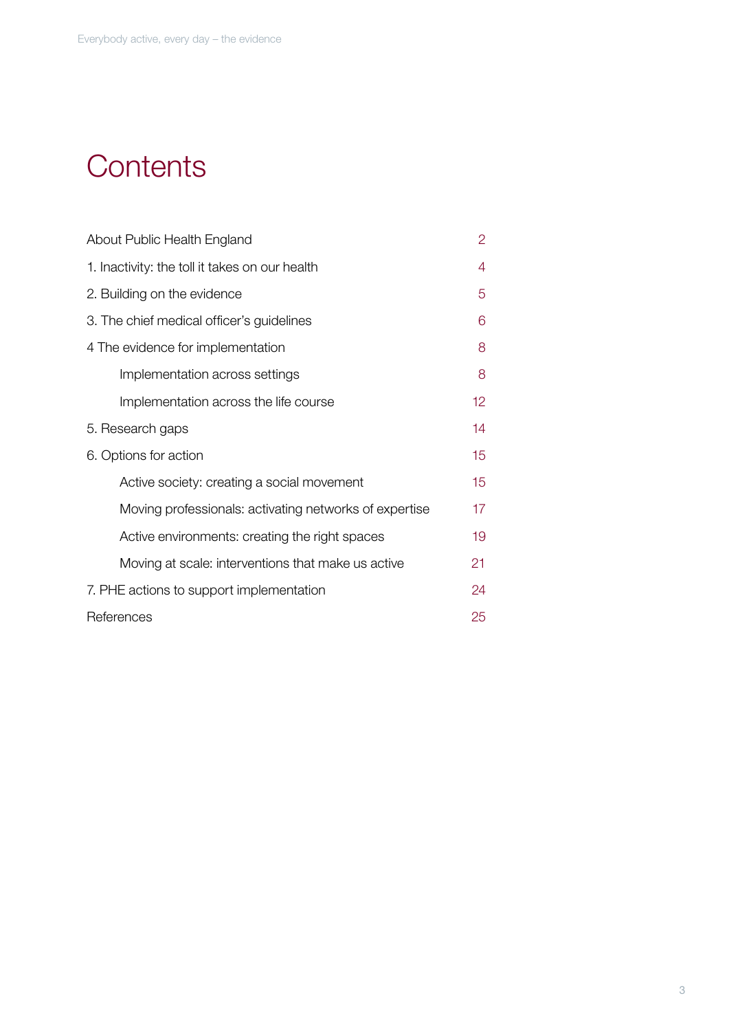# Contents

| | |
|---|---|
| About Public Health England | 2 |
| 1. Inactivity: the toll it takes on our health | 4 |
| 2. Building on the evidence | 5 |
| 3. The chief medical officer's guidelines | 6 |
| 4 The evidence for implementation | 8 |
| Implementation across settings | 8 |
| Implementation across the life course | 12 |
| 5. Research gaps | 14 |
| 6. Options for action | 15 |
| Active society: creating a social movement | 15 |
| Moving professionals: activating networks of expertise | 17 |
| Active environments: creating the right spaces | 19 |
| Moving at scale: interventions that make us active | 21 |
| 7. PHE actions to support implementation | 24 |
| References | 25 |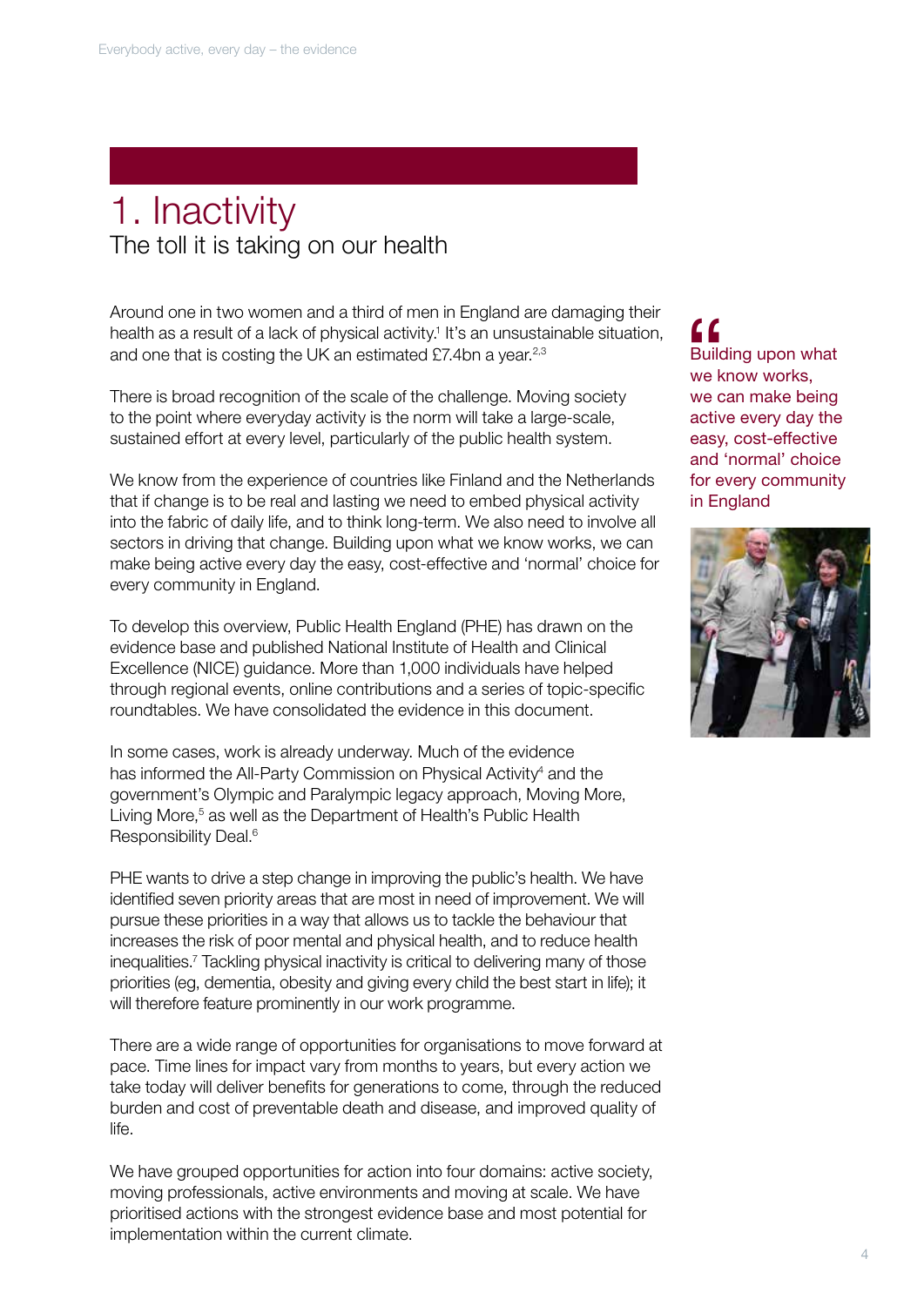# 1. Inactivity

## The toll it is taking on our health

Around one in two women and a third of men in England are damaging their health as a result of a lack of physical activity.[1] It's an unsustainable situation, and one that is costing the UK an estimated £7.4bn a year.[2,3]

There is broad recognition of the scale of the challenge. Moving society to the point where everyday activity is the norm will take a large-scale, sustained effort at every level, particularly of the public health system.

We know from the experience of countries like Finland and the Netherlands that if change is to be real and lasting we need to embed physical activity into the fabric of daily life, and to think long-term. We also need to involve all sectors in driving that change. Building upon what we know works, we can make being active every day the easy, cost-effective and 'normal' choice for every community in England.

> "Building upon what we know works, we can make being active every day the easy, cost-effective and 'normal' choice for every community in England

To develop this overview, Public Health England (PHE) has drawn on the evidence base and published National Institute of Health and Clinical Excellence (NICE) guidance. More than 1,000 individuals have helped through regional events, online contributions and a series of topic-specific roundtables. We have consolidated the evidence in this document.

In some cases, work is already underway. Much of the evidence has informed the All-Party Commission on Physical Activity[4] and the government's Olympic and Paralympic legacy approach, Moving More, Living More,[5] as well as the Department of Health's Public Health Responsibility Deal.[6]

PHE wants to drive a step change in improving the public's health. We have identified seven priority areas that are most in need of improvement. We will pursue these priorities in a way that allows us to tackle the behaviour that increases the risk of poor mental and physical health, and to reduce health inequalities.[7] Tackling physical inactivity is critical to delivering many of those priorities (eg, dementia, obesity and giving every child the best start in life); it will therefore feature prominently in our work programme.

There are a wide range of opportunities for organisations to move forward at pace. Time lines for impact vary from months to years, but every action we take today will deliver benefits for generations to come, through the reduced burden and cost of preventable death and disease, and improved quality of life.

We have grouped opportunities for action into four domains: active society, moving professionals, active environments and moving at scale. We have prioritised actions with the strongest evidence base and most potential for implementation within the current climate.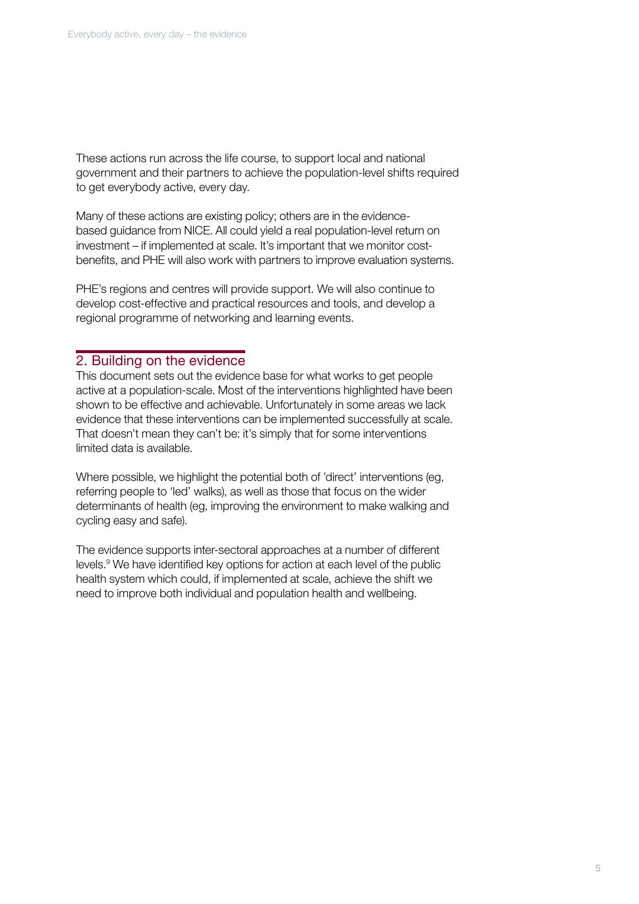These actions run across the life course, to support local and national government and their partners to achieve the population-level shifts required to get everybody active, every day.

Many of these actions are existing policy; others are in the evidence-based guidance from NICE. All could yield a real population-level return on investment – if implemented at scale. It's important that we monitor cost-benefits, and PHE will also work with partners to improve evaluation systems.

PHE's regions and centres will provide support. We will also continue to develop cost-effective and practical resources and tools, and develop a regional programme of networking and learning events.

## 2. Building on the evidence

This document sets out the evidence base for what works to get people active at a population-scale. Most of the interventions highlighted have been shown to be effective and achievable. Unfortunately in some areas we lack evidence that these interventions can be implemented successfully at scale. That doesn't mean they can't be: it's simply that for some interventions limited data is available.

Where possible, we highlight the potential both of 'direct' interventions (eg, referring people to 'led' walks), as well as those that focus on the wider determinants of health (eg, improving the environment to make walking and cycling easy and safe).

The evidence supports inter-sectoral approaches at a number of different levels.[9] We have identified key options for action at each level of the public health system which could, if implemented at scale, achieve the shift we need to improve both individual and population health and wellbeing.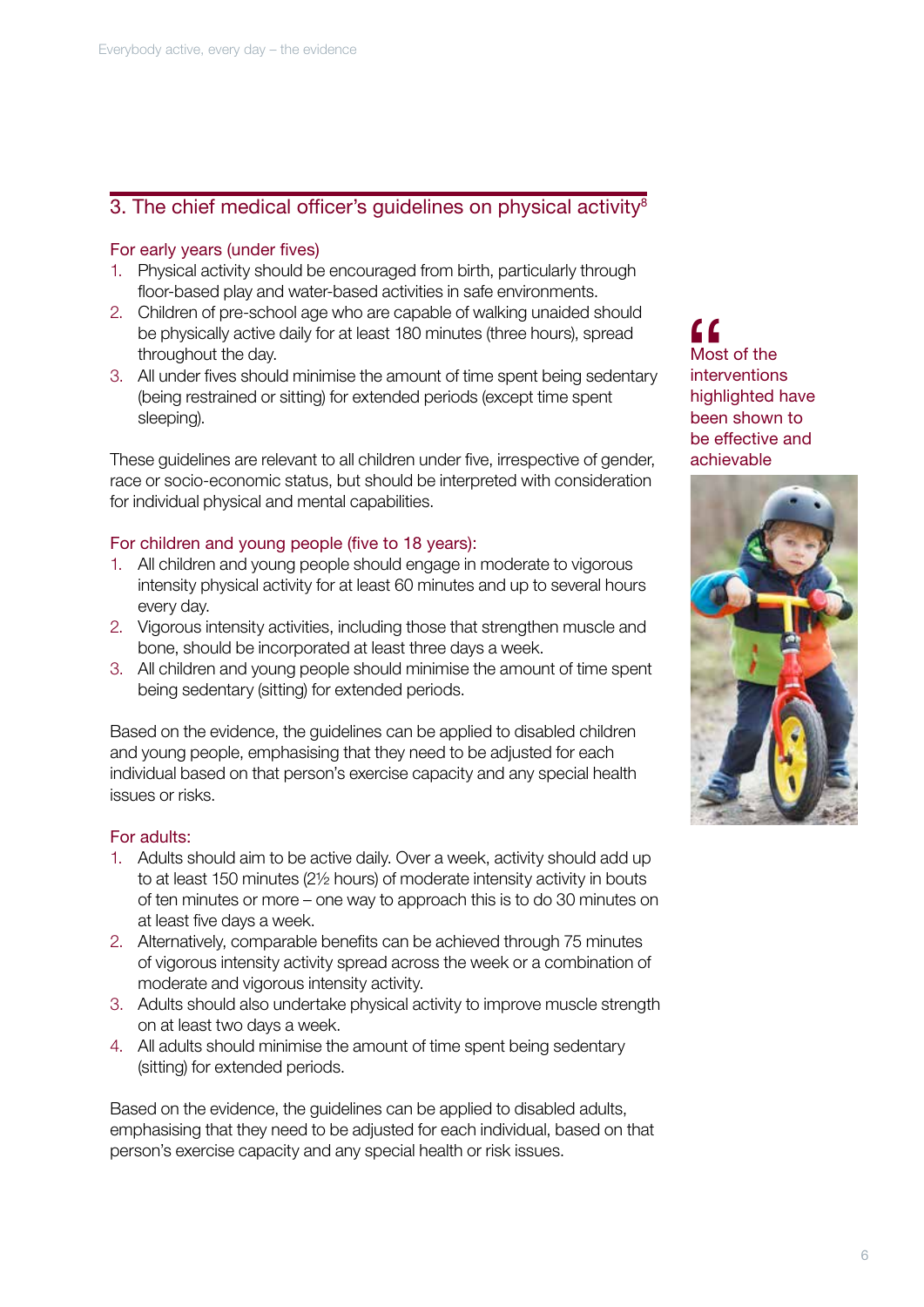## 3. The chief medical officer's guidelines on physical activity[8]

### For early years (under fives)

1. Physical activity should be encouraged from birth, particularly through floor-based play and water-based activities in safe environments.
2. Children of pre-school age who are capable of walking unaided should be physically active daily for at least 180 minutes (three hours), spread throughout the day.
3. All under fives should minimise the amount of time spent being sedentary (being restrained or sitting) for extended periods (except time spent sleeping).

These guidelines are relevant to all children under five, irrespective of gender, race or socio-economic status, but should be interpreted with consideration for individual physical and mental capabilities.

### For children and young people (five to 18 years):

1. All children and young people should engage in moderate to vigorous intensity physical activity for at least 60 minutes and up to several hours every day.
2. Vigorous intensity activities, including those that strengthen muscle and bone, should be incorporated at least three days a week.
3. All children and young people should minimise the amount of time spent being sedentary (sitting) for extended periods.

Based on the evidence, the guidelines can be applied to disabled children and young people, emphasising that they need to be adjusted for each individual based on that person's exercise capacity and any special health issues or risks.

### For adults:

1. Adults should aim to be active daily. Over a week, activity should add up to at least 150 minutes (2½ hours) of moderate intensity activity in bouts of ten minutes or more – one way to approach this is to do 30 minutes on at least five days a week.
2. Alternatively, comparable benefits can be achieved through 75 minutes of vigorous intensity activity spread across the week or a combination of moderate and vigorous intensity activity.
3. Adults should also undertake physical activity to improve muscle strength on at least two days a week.
4. All adults should minimise the amount of time spent being sedentary (sitting) for extended periods.

Based on the evidence, the guidelines can be applied to disabled adults, emphasising that they need to be adjusted for each individual, based on that person's exercise capacity and any special health or risk issues.

> Most of the interventions highlighted have been shown to be effective and achievable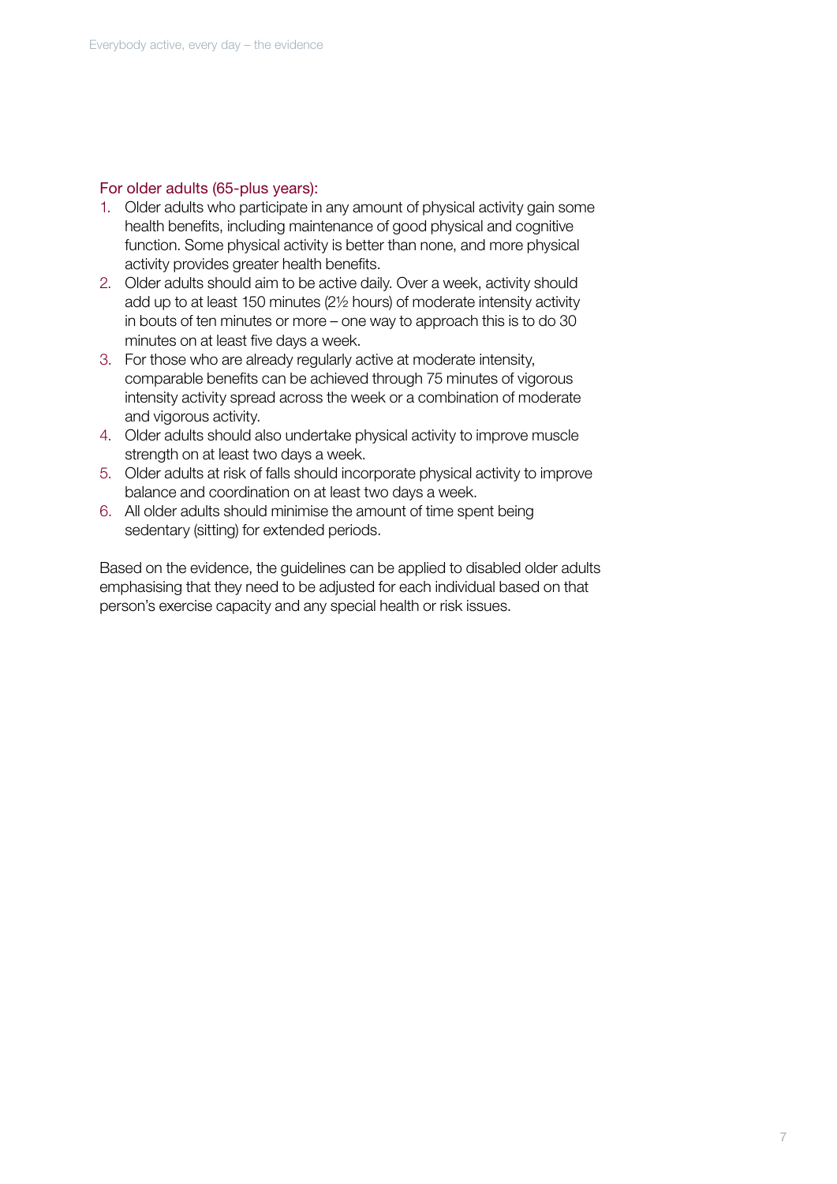For older adults (65-plus years):

1. Older adults who participate in any amount of physical activity gain some health benefits, including maintenance of good physical and cognitive function. Some physical activity is better than none, and more physical activity provides greater health benefits.
2. Older adults should aim to be active daily. Over a week, activity should add up to at least 150 minutes (2½ hours) of moderate intensity activity in bouts of ten minutes or more – one way to approach this is to do 30 minutes on at least five days a week.
3. For those who are already regularly active at moderate intensity, comparable benefits can be achieved through 75 minutes of vigorous intensity activity spread across the week or a combination of moderate and vigorous activity.
4. Older adults should also undertake physical activity to improve muscle strength on at least two days a week.
5. Older adults at risk of falls should incorporate physical activity to improve balance and coordination on at least two days a week.
6. All older adults should minimise the amount of time spent being sedentary (sitting) for extended periods.

Based on the evidence, the guidelines can be applied to disabled older adults emphasising that they need to be adjusted for each individual based on that person's exercise capacity and any special health or risk issues.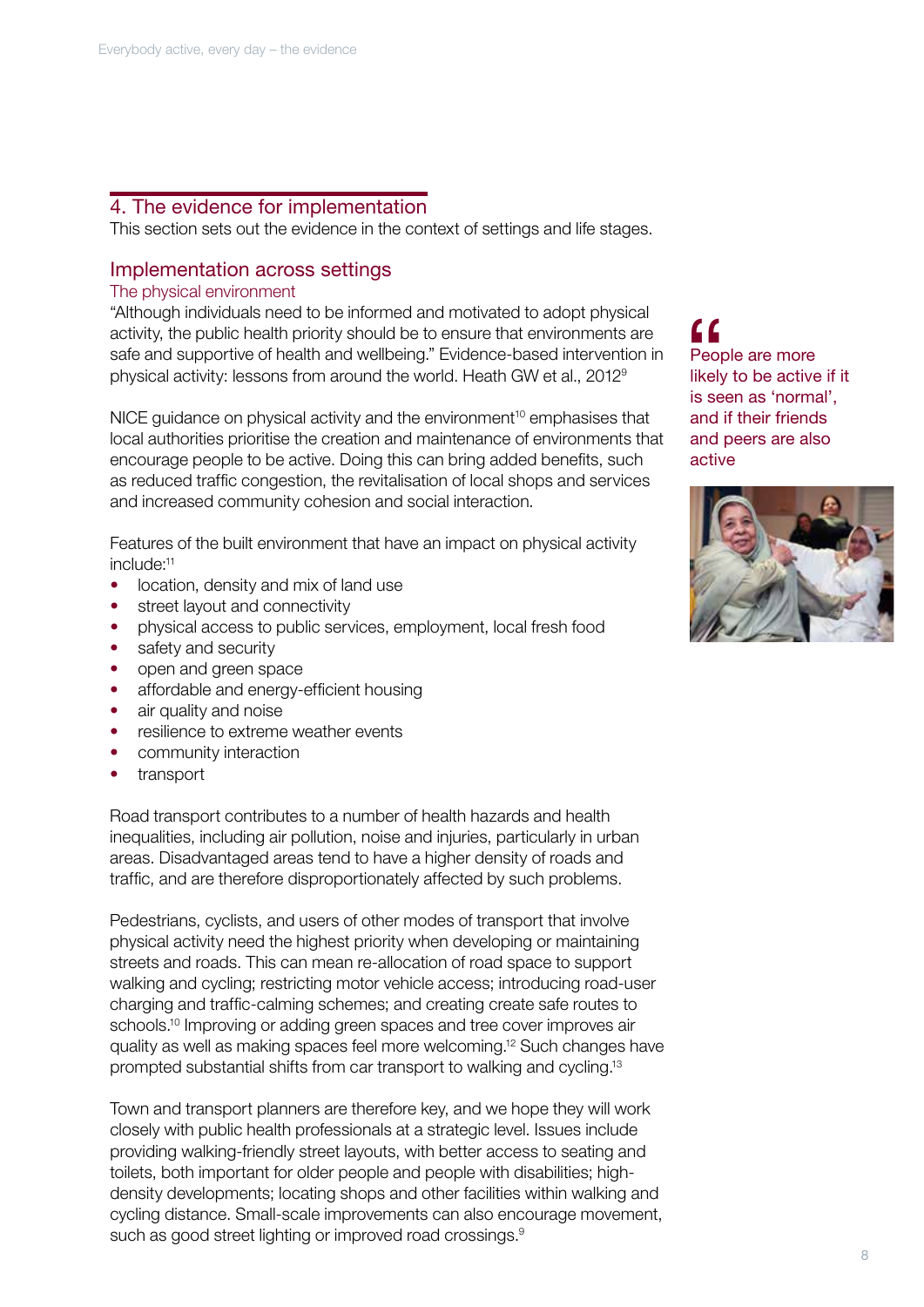## 4. The evidence for implementation

This section sets out the evidence in the context of settings and life stages.

### Implementation across settings

#### The physical environment

"Although individuals need to be informed and motivated to adopt physical activity, the public health priority should be to ensure that environments are safe and supportive of health and wellbeing." Evidence-based intervention in physical activity: lessons from around the world. Heath GW et al., 2012[9]

NICE guidance on physical activity and the environment[10] emphasises that local authorities prioritise the creation and maintenance of environments that encourage people to be active. Doing this can bring added benefits, such as reduced traffic congestion, the revitalisation of local shops and services and increased community cohesion and social interaction.

Features of the built environment that have an impact on physical activity include:[11]

- location, density and mix of land use
- street layout and connectivity
- physical access to public services, employment, local fresh food
- safety and security
- open and green space
- affordable and energy-efficient housing
- air quality and noise
- resilience to extreme weather events
- community interaction
- transport

Road transport contributes to a number of health hazards and health inequalities, including air pollution, noise and injuries, particularly in urban areas. Disadvantaged areas tend to have a higher density of roads and traffic, and are therefore disproportionately affected by such problems.

Pedestrians, cyclists, and users of other modes of transport that involve physical activity need the highest priority when developing or maintaining streets and roads. This can mean re-allocation of road space to support walking and cycling; restricting motor vehicle access; introducing road-user charging and traffic-calming schemes; and creating create safe routes to schools.[10] Improving or adding green spaces and tree cover improves air quality as well as making spaces feel more welcoming.[12] Such changes have prompted substantial shifts from car transport to walking and cycling.[13]

Town and transport planners are therefore key, and we hope they will work closely with public health professionals at a strategic level. Issues include providing walking-friendly street layouts, with better access to seating and toilets, both important for older people and people with disabilities; high-density developments; locating shops and other facilities within walking and cycling distance. Small-scale improvements can also encourage movement, such as good street lighting or improved road crossings.[9]

> "People are more likely to be active if it is seen as 'normal', and if their friends and peers are also active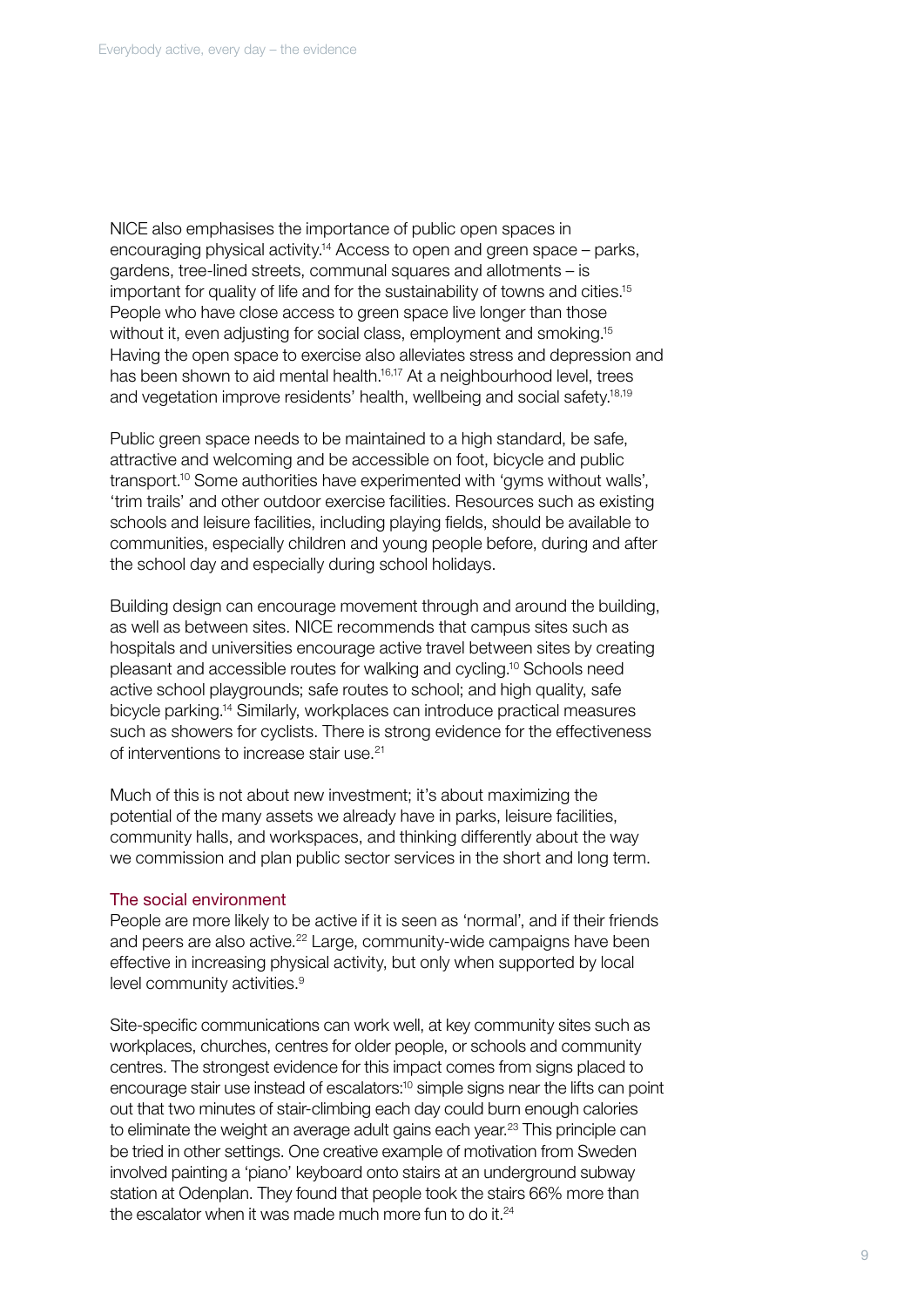NICE also emphasises the importance of public open spaces in encouraging physical activity.[14] Access to open and green space – parks, gardens, tree-lined streets, communal squares and allotments – is important for quality of life and for the sustainability of towns and cities.[15] People who have close access to green space live longer than those without it, even adjusting for social class, employment and smoking.[15] Having the open space to exercise also alleviates stress and depression and has been shown to aid mental health.[16,17] At a neighbourhood level, trees and vegetation improve residents' health, wellbeing and social safety.[18,19]

Public green space needs to be maintained to a high standard, be safe, attractive and welcoming and be accessible on foot, bicycle and public transport.[10] Some authorities have experimented with 'gyms without walls', 'trim trails' and other outdoor exercise facilities. Resources such as existing schools and leisure facilities, including playing fields, should be available to communities, especially children and young people before, during and after the school day and especially during school holidays.

Building design can encourage movement through and around the building, as well as between sites. NICE recommends that campus sites such as hospitals and universities encourage active travel between sites by creating pleasant and accessible routes for walking and cycling.[10] Schools need active school playgrounds; safe routes to school; and high quality, safe bicycle parking.[14] Similarly, workplaces can introduce practical measures such as showers for cyclists. There is strong evidence for the effectiveness of interventions to increase stair use.[21]

Much of this is not about new investment; it's about maximizing the potential of the many assets we already have in parks, leisure facilities, community halls, and workspaces, and thinking differently about the way we commission and plan public sector services in the short and long term.

### The social environment

People are more likely to be active if it is seen as 'normal', and if their friends and peers are also active.[22] Large, community-wide campaigns have been effective in increasing physical activity, but only when supported by local level community activities.[9]

Site-specific communications can work well, at key community sites such as workplaces, churches, centres for older people, or schools and community centres. The strongest evidence for this impact comes from signs placed to encourage stair use instead of escalators:[10] simple signs near the lifts can point out that two minutes of stair-climbing each day could burn enough calories to eliminate the weight an average adult gains each year.[23] This principle can be tried in other settings. One creative example of motivation from Sweden involved painting a 'piano' keyboard onto stairs at an underground subway station at Odenplan. They found that people took the stairs 66% more than the escalator when it was made much more fun to do it.[24]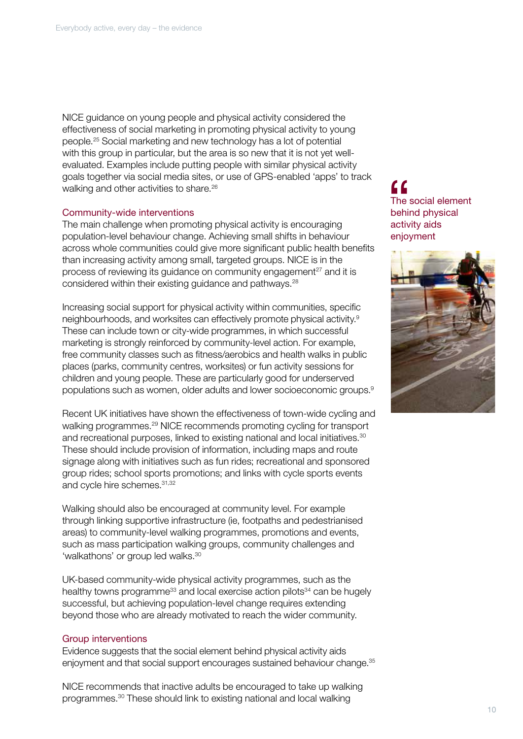NICE guidance on young people and physical activity considered the effectiveness of social marketing in promoting physical activity to young people.[25] Social marketing and new technology has a lot of potential with this group in particular, but the area is so new that it is not yet well-evaluated. Examples include putting people with similar physical activity goals together via social media sites, or use of GPS-enabled 'apps' to track walking and other activities to share.[26]

> The social element behind physical activity aids enjoyment

### Community-wide interventions

The main challenge when promoting physical activity is encouraging population-level behaviour change. Achieving small shifts in behaviour across whole communities could give more significant public health benefits than increasing activity among small, targeted groups. NICE is in the process of reviewing its guidance on community engagement[27] and it is considered within their existing guidance and pathways.[28]

Increasing social support for physical activity within communities, specific neighbourhoods, and worksites can effectively promote physical activity.[9] These can include town or city-wide programmes, in which successful marketing is strongly reinforced by community-level action. For example, free community classes such as fitness/aerobics and health walks in public places (parks, community centres, worksites) or fun activity sessions for children and young people. These are particularly good for underserved populations such as women, older adults and lower socioeconomic groups.[9]

Recent UK initiatives have shown the effectiveness of town-wide cycling and walking programmes.[29] NICE recommends promoting cycling for transport and recreational purposes, linked to existing national and local initiatives.[30] These should include provision of information, including maps and route signage along with initiatives such as fun rides; recreational and sponsored group rides; school sports promotions; and links with cycle sports events and cycle hire schemes.[31,32]

Walking should also be encouraged at community level. For example through linking supportive infrastructure (ie, footpaths and pedestrianised areas) to community-level walking programmes, promotions and events, such as mass participation walking groups, community challenges and 'walkathons' or group led walks.[30]

UK-based community-wide physical activity programmes, such as the healthy towns programme[33] and local exercise action pilots[34] can be hugely successful, but achieving population-level change requires extending beyond those who are already motivated to reach the wider community.

### Group interventions

Evidence suggests that the social element behind physical activity aids enjoyment and that social support encourages sustained behaviour change.[35]

NICE recommends that inactive adults be encouraged to take up walking programmes.[30] These should link to existing national and local walking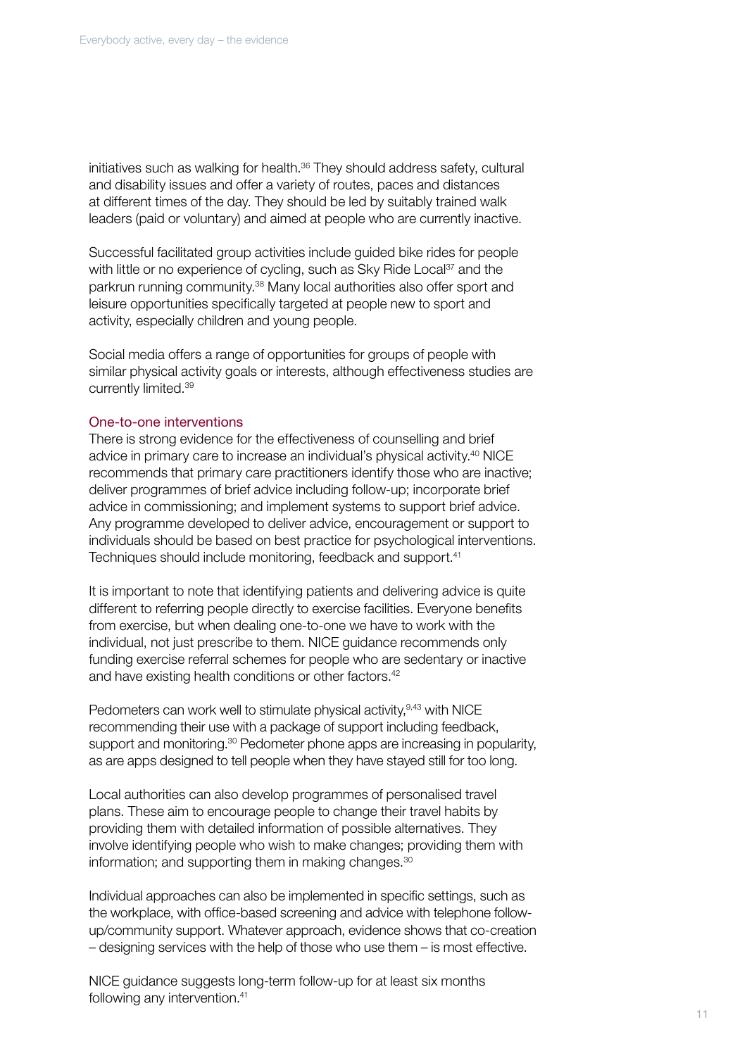initiatives such as walking for health.[36] They should address safety, cultural and disability issues and offer a variety of routes, paces and distances at different times of the day. They should be led by suitably trained walk leaders (paid or voluntary) and aimed at people who are currently inactive.

Successful facilitated group activities include guided bike rides for people with little or no experience of cycling, such as Sky Ride Local[37] and the parkrun running community.[38] Many local authorities also offer sport and leisure opportunities specifically targeted at people new to sport and activity, especially children and young people.

Social media offers a range of opportunities for groups of people with similar physical activity goals or interests, although effectiveness studies are currently limited.[39]

### One-to-one interventions

There is strong evidence for the effectiveness of counselling and brief advice in primary care to increase an individual's physical activity.[40] NICE recommends that primary care practitioners identify those who are inactive; deliver programmes of brief advice including follow-up; incorporate brief advice in commissioning; and implement systems to support brief advice. Any programme developed to deliver advice, encouragement or support to individuals should be based on best practice for psychological interventions. Techniques should include monitoring, feedback and support.[41]

It is important to note that identifying patients and delivering advice is quite different to referring people directly to exercise facilities. Everyone benefits from exercise, but when dealing one-to-one we have to work with the individual, not just prescribe to them. NICE guidance recommends only funding exercise referral schemes for people who are sedentary or inactive and have existing health conditions or other factors.[42]

Pedometers can work well to stimulate physical activity,[9,43] with NICE recommending their use with a package of support including feedback, support and monitoring.[30] Pedometer phone apps are increasing in popularity, as are apps designed to tell people when they have stayed still for too long.

Local authorities can also develop programmes of personalised travel plans. These aim to encourage people to change their travel habits by providing them with detailed information of possible alternatives. They involve identifying people who wish to make changes; providing them with information; and supporting them in making changes.[30]

Individual approaches can also be implemented in specific settings, such as the workplace, with office-based screening and advice with telephone follow-up/community support. Whatever approach, evidence shows that co-creation – designing services with the help of those who use them – is most effective.

NICE guidance suggests long-term follow-up for at least six months following any intervention.[41]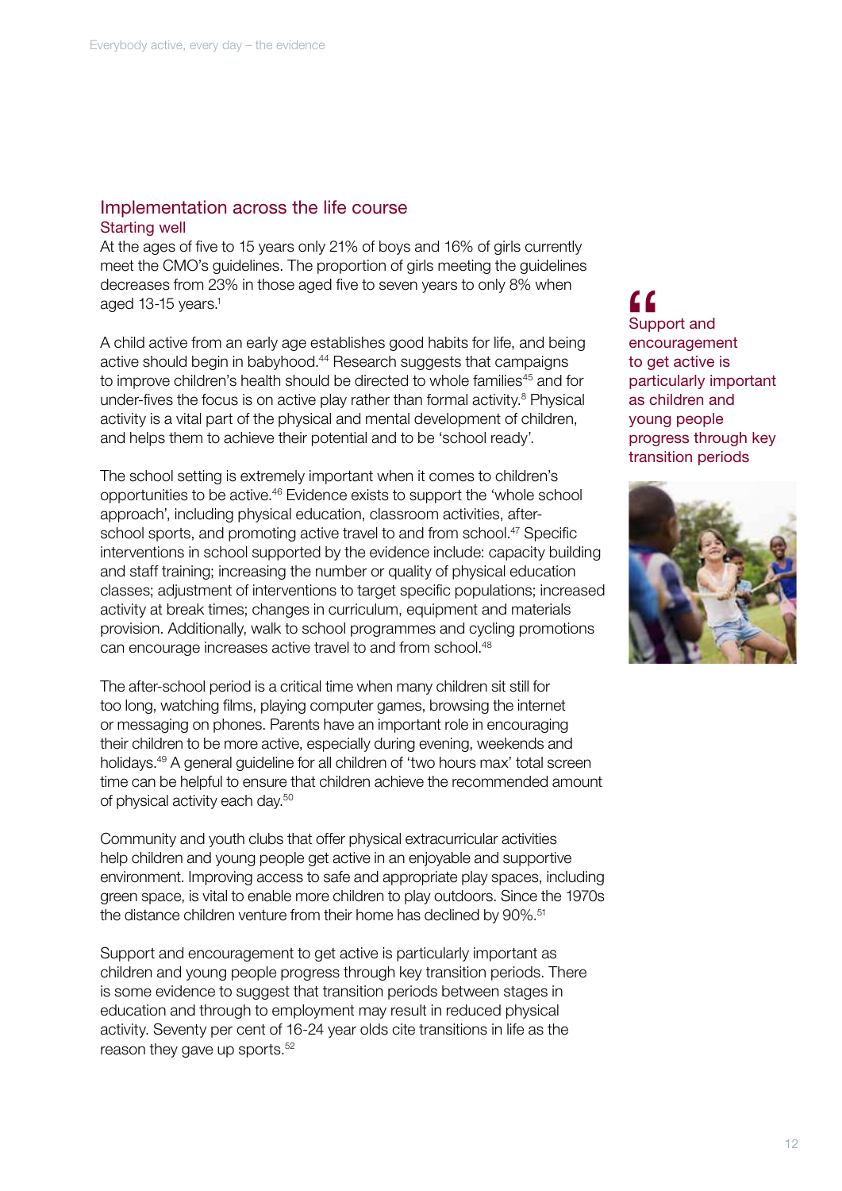## Implementation across the life course

### Starting well

At the ages of five to 15 years only 21% of boys and 16% of girls currently meet the CMO's guidelines. The proportion of girls meeting the guidelines decreases from 23% in those aged five to seven years to only 8% when aged 13-15 years.[1]

A child active from an early age establishes good habits for life, and being active should begin in babyhood.[44] Research suggests that campaigns to improve children's health should be directed to whole families[45] and for under-fives the focus is on active play rather than formal activity.[8] Physical activity is a vital part of the physical and mental development of children, and helps them to achieve their potential and to be 'school ready'.

The school setting is extremely important when it comes to children's opportunities to be active.[46] Evidence exists to support the 'whole school approach', including physical education, classroom activities, after-school sports, and promoting active travel to and from school.[47] Specific interventions in school supported by the evidence include: capacity building and staff training; increasing the number or quality of physical education classes; adjustment of interventions to target specific populations; increased activity at break times; changes in curriculum, equipment and materials provision. Additionally, walk to school programmes and cycling promotions can encourage increases active travel to and from school.[48]

The after-school period is a critical time when many children sit still for too long, watching films, playing computer games, browsing the internet or messaging on phones. Parents have an important role in encouraging their children to be more active, especially during evening, weekends and holidays.[49] A general guideline for all children of 'two hours max' total screen time can be helpful to ensure that children achieve the recommended amount of physical activity each day.[50]

Community and youth clubs that offer physical extracurricular activities help children and young people get active in an enjoyable and supportive environment. Improving access to safe and appropriate play spaces, including green space, is vital to enable more children to play outdoors. Since the 1970s the distance children venture from their home has declined by 90%.[51]

Support and encouragement to get active is particularly important as children and young people progress through key transition periods. There is some evidence to suggest that transition periods between stages in education and through to employment may result in reduced physical activity. Seventy per cent of 16-24 year olds cite transitions in life as the reason they gave up sports.[52]

> "Support and encouragement to get active is particularly important as children and young people progress through key transition periods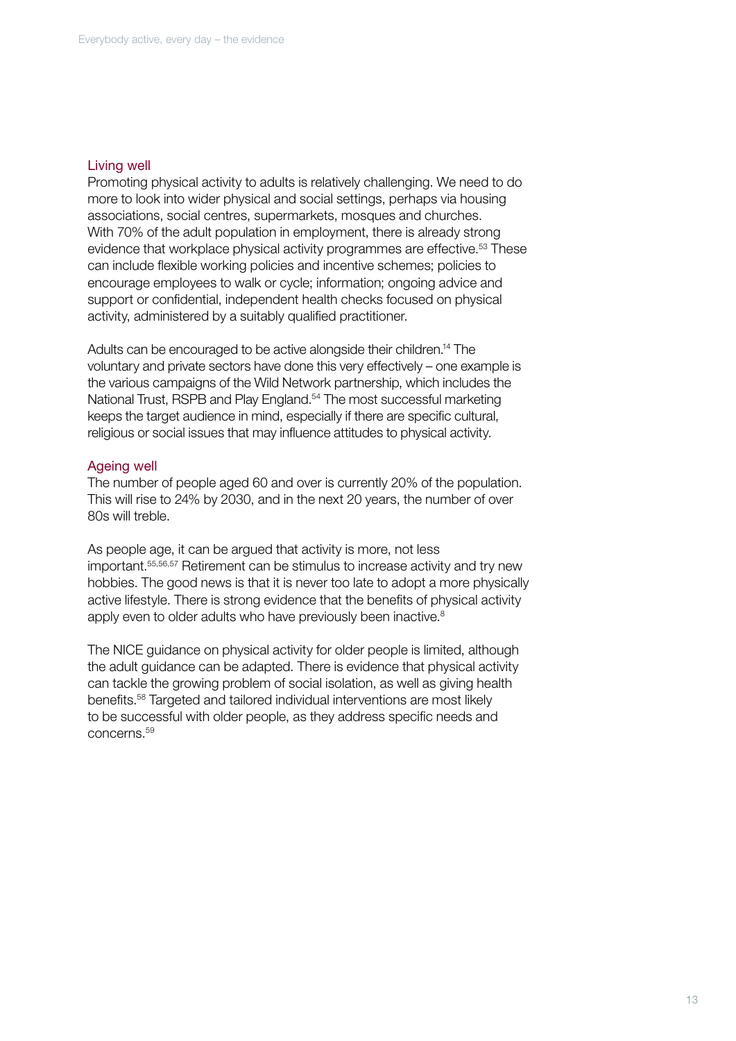## Living well

Promoting physical activity to adults is relatively challenging. We need to do more to look into wider physical and social settings, perhaps via housing associations, social centres, supermarkets, mosques and churches. With 70% of the adult population in employment, there is already strong evidence that workplace physical activity programmes are effective.[53] These can include flexible working policies and incentive schemes; policies to encourage employees to walk or cycle; information; ongoing advice and support or confidential, independent health checks focused on physical activity, administered by a suitably qualified practitioner.

Adults can be encouraged to be active alongside their children.[14] The voluntary and private sectors have done this very effectively – one example is the various campaigns of the Wild Network partnership, which includes the National Trust, RSPB and Play England.[54] The most successful marketing keeps the target audience in mind, especially if there are specific cultural, religious or social issues that may influence attitudes to physical activity.

## Ageing well

The number of people aged 60 and over is currently 20% of the population. This will rise to 24% by 2030, and in the next 20 years, the number of over 80s will treble.

As people age, it can be argued that activity is more, not less important.[55,56,57] Retirement can be stimulus to increase activity and try new hobbies. The good news is that it is never too late to adopt a more physically active lifestyle. There is strong evidence that the benefits of physical activity apply even to older adults who have previously been inactive.[8]

The NICE guidance on physical activity for older people is limited, although the adult guidance can be adapted. There is evidence that physical activity can tackle the growing problem of social isolation, as well as giving health benefits.[58] Targeted and tailored individual interventions are most likely to be successful with older people, as they address specific needs and concerns.[59]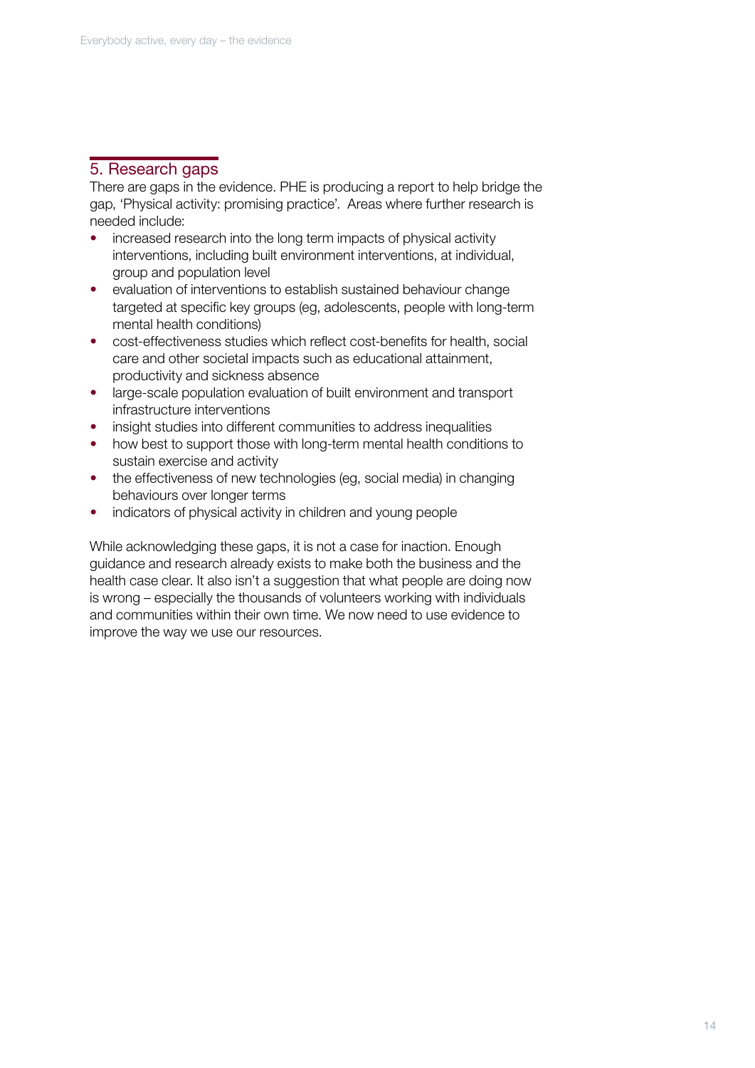## 5. Research gaps

There are gaps in the evidence. PHE is producing a report to help bridge the gap, 'Physical activity: promising practice'. Areas where further research is needed include:

- increased research into the long term impacts of physical activity interventions, including built environment interventions, at individual, group and population level
- evaluation of interventions to establish sustained behaviour change targeted at specific key groups (eg, adolescents, people with long-term mental health conditions)
- cost-effectiveness studies which reflect cost-benefits for health, social care and other societal impacts such as educational attainment, productivity and sickness absence
- large-scale population evaluation of built environment and transport infrastructure interventions
- insight studies into different communities to address inequalities
- how best to support those with long-term mental health conditions to sustain exercise and activity
- the effectiveness of new technologies (eg, social media) in changing behaviours over longer terms
- indicators of physical activity in children and young people

While acknowledging these gaps, it is not a case for inaction. Enough guidance and research already exists to make both the business and the health case clear. It also isn't a suggestion that what people are doing now is wrong – especially the thousands of volunteers working with individuals and communities within their own time. We now need to use evidence to improve the way we use our resources.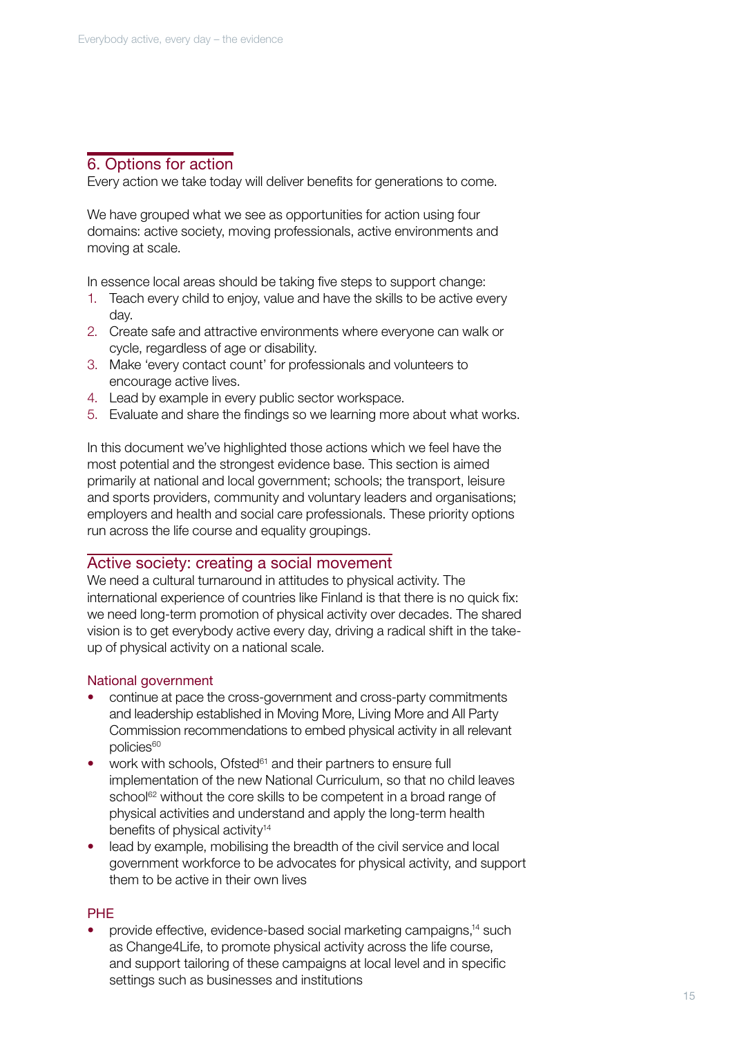## 6. Options for action

Every action we take today will deliver benefits for generations to come.

We have grouped what we see as opportunities for action using four domains: active society, moving professionals, active environments and moving at scale.

In essence local areas should be taking five steps to support change:

1. Teach every child to enjoy, value and have the skills to be active every day.
2. Create safe and attractive environments where everyone can walk or cycle, regardless of age or disability.
3. Make 'every contact count' for professionals and volunteers to encourage active lives.
4. Lead by example in every public sector workspace.
5. Evaluate and share the findings so we learning more about what works.

In this document we've highlighted those actions which we feel have the most potential and the strongest evidence base. This section is aimed primarily at national and local government; schools; the transport, leisure and sports providers, community and voluntary leaders and organisations; employers and health and social care professionals. These priority options run across the life course and equality groupings.

### Active society: creating a social movement

We need a cultural turnaround in attitudes to physical activity. The international experience of countries like Finland is that there is no quick fix: we need long-term promotion of physical activity over decades. The shared vision is to get everybody active every day, driving a radical shift in the take-up of physical activity on a national scale.

#### National government

- continue at pace the cross-government and cross-party commitments and leadership established in Moving More, Living More and All Party Commission recommendations to embed physical activity in all relevant policies[60]
- work with schools, Ofsted[61] and their partners to ensure full implementation of the new National Curriculum, so that no child leaves school[62] without the core skills to be competent in a broad range of physical activities and understand and apply the long-term health benefits of physical activity[14]
- lead by example, mobilising the breadth of the civil service and local government workforce to be advocates for physical activity, and support them to be active in their own lives

#### PHE

- provide effective, evidence-based social marketing campaigns,[14] such as Change4Life, to promote physical activity across the life course, and support tailoring of these campaigns at local level and in specific settings such as businesses and institutions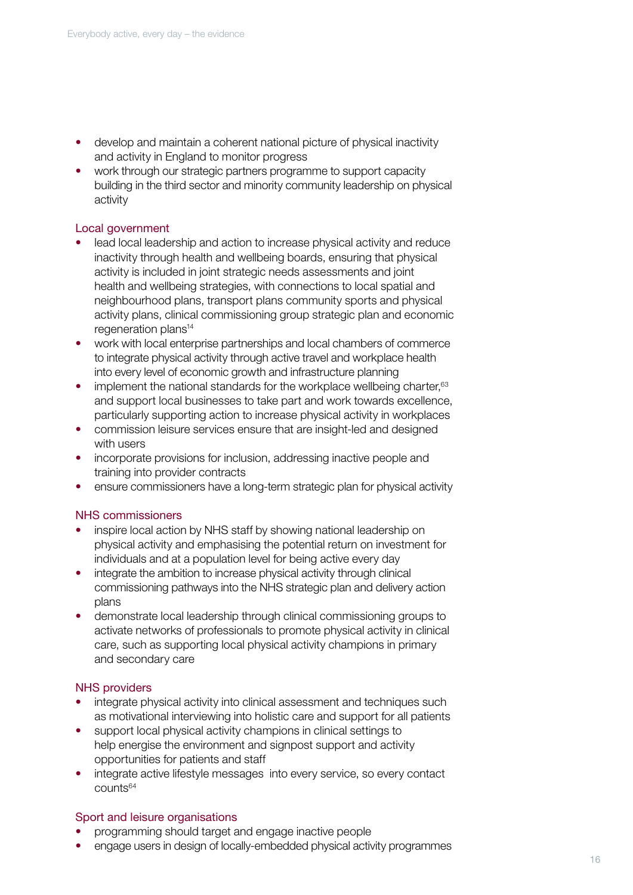- develop and maintain a coherent national picture of physical inactivity and activity in England to monitor progress
- work through our strategic partners programme to support capacity building in the third sector and minority community leadership on physical activity

### Local government

- lead local leadership and action to increase physical activity and reduce inactivity through health and wellbeing boards, ensuring that physical activity is included in joint strategic needs assessments and joint health and wellbeing strategies, with connections to local spatial and neighbourhood plans, transport plans community sports and physical activity plans, clinical commissioning group strategic plan and economic regeneration plans[14]
- work with local enterprise partnerships and local chambers of commerce to integrate physical activity through active travel and workplace health into every level of economic growth and infrastructure planning
- implement the national standards for the workplace wellbeing charter,[63] and support local businesses to take part and work towards excellence, particularly supporting action to increase physical activity in workplaces
- commission leisure services ensure that are insight-led and designed with users
- incorporate provisions for inclusion, addressing inactive people and training into provider contracts
- ensure commissioners have a long-term strategic plan for physical activity

### NHS commissioners

- inspire local action by NHS staff by showing national leadership on physical activity and emphasising the potential return on investment for individuals and at a population level for being active every day
- integrate the ambition to increase physical activity through clinical commissioning pathways into the NHS strategic plan and delivery action plans
- demonstrate local leadership through clinical commissioning groups to activate networks of professionals to promote physical activity in clinical care, such as supporting local physical activity champions in primary and secondary care

### NHS providers

- integrate physical activity into clinical assessment and techniques such as motivational interviewing into holistic care and support for all patients
- support local physical activity champions in clinical settings to help energise the environment and signpost support and activity opportunities for patients and staff
- integrate active lifestyle messages into every service, so every contact counts[64]

### Sport and leisure organisations

- programming should target and engage inactive people
- engage users in design of locally-embedded physical activity programmes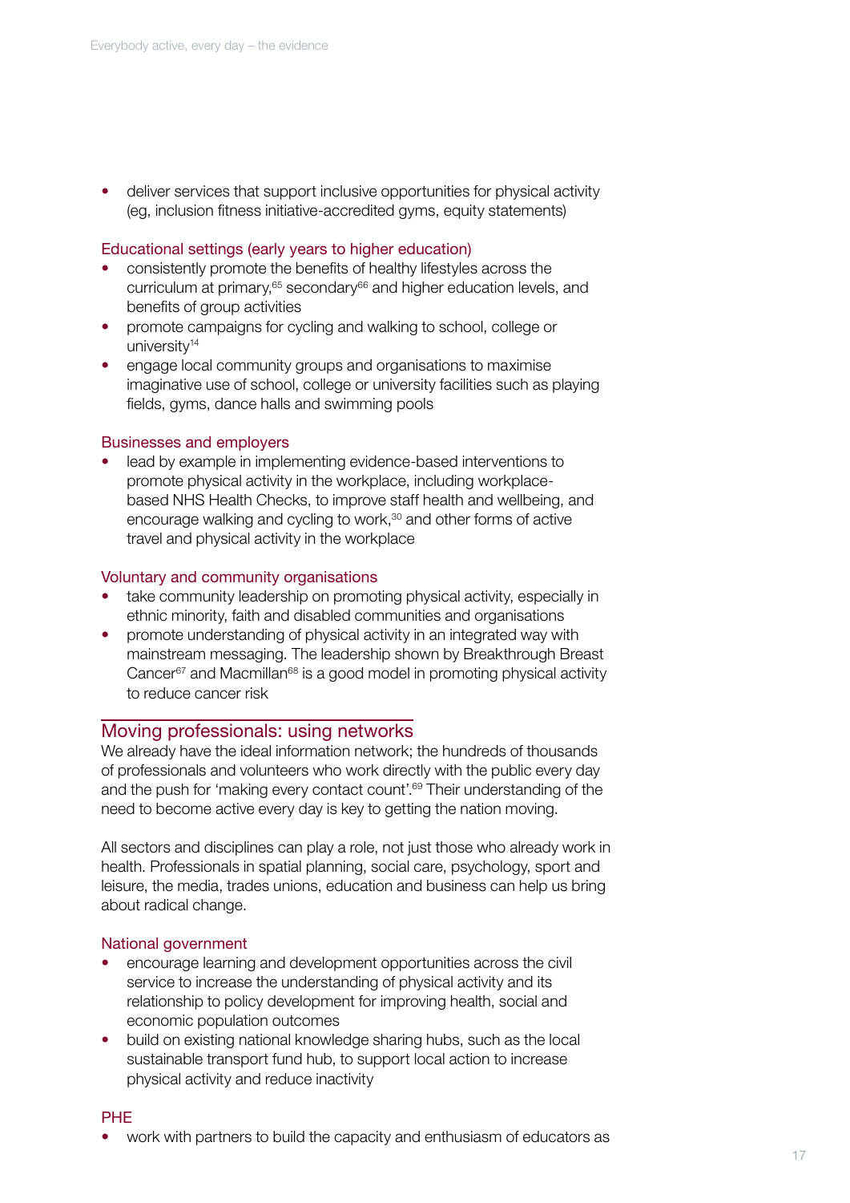- deliver services that support inclusive opportunities for physical activity (eg, inclusion fitness initiative-accredited gyms, equity statements)

### Educational settings (early years to higher education)

- consistently promote the benefits of healthy lifestyles across the curriculum at primary,[65] secondary[66] and higher education levels, and benefits of group activities
- promote campaigns for cycling and walking to school, college or university[14]
- engage local community groups and organisations to maximise imaginative use of school, college or university facilities such as playing fields, gyms, dance halls and swimming pools

### Businesses and employers

- lead by example in implementing evidence-based interventions to promote physical activity in the workplace, including workplace-based NHS Health Checks, to improve staff health and wellbeing, and encourage walking and cycling to work,[30] and other forms of active travel and physical activity in the workplace

### Voluntary and community organisations

- take community leadership on promoting physical activity, especially in ethnic minority, faith and disabled communities and organisations
- promote understanding of physical activity in an integrated way with mainstream messaging. The leadership shown by Breakthrough Breast Cancer[67] and Macmillan[68] is a good model in promoting physical activity to reduce cancer risk

## Moving professionals: using networks

We already have the ideal information network; the hundreds of thousands of professionals and volunteers who work directly with the public every day and the push for 'making every contact count'.[69] Their understanding of the need to become active every day is key to getting the nation moving.

All sectors and disciplines can play a role, not just those who already work in health. Professionals in spatial planning, social care, psychology, sport and leisure, the media, trades unions, education and business can help us bring about radical change.

### National government

- encourage learning and development opportunities across the civil service to increase the understanding of physical activity and its relationship to policy development for improving health, social and economic population outcomes
- build on existing national knowledge sharing hubs, such as the local sustainable transport fund hub, to support local action to increase physical activity and reduce inactivity

### PHE

- work with partners to build the capacity and enthusiasm of educators as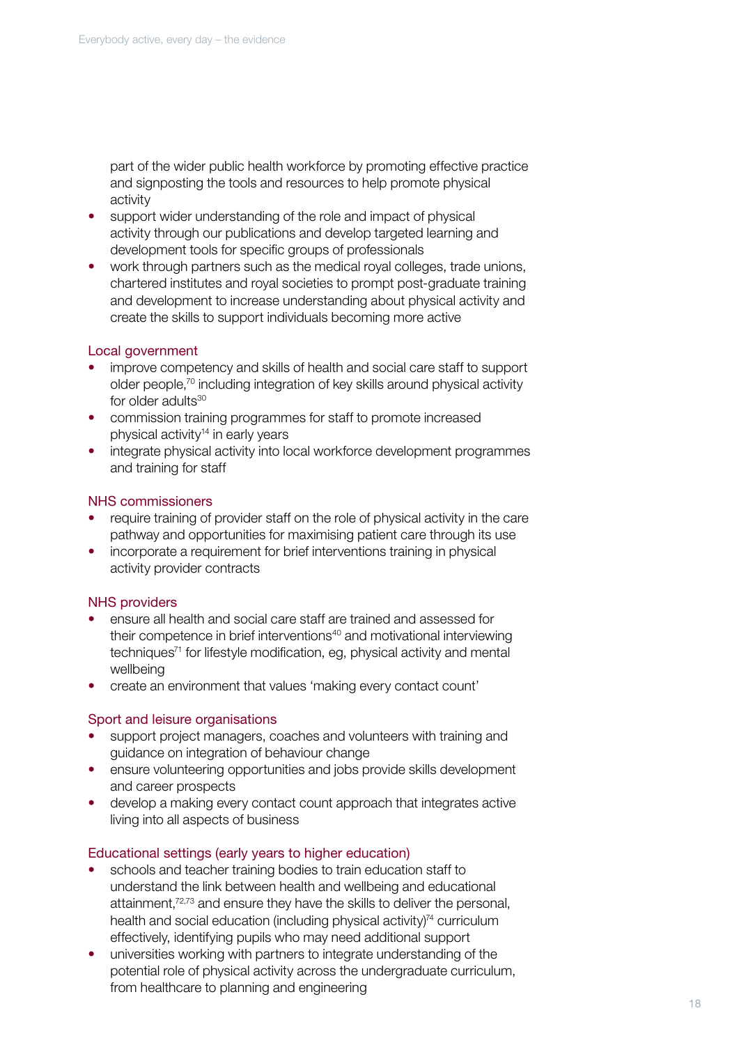part of the wider public health workforce by promoting effective practice and signposting the tools and resources to help promote physical activity
- support wider understanding of the role and impact of physical activity through our publications and develop targeted learning and development tools for specific groups of professionals
- work through partners such as the medical royal colleges, trade unions, chartered institutes and royal societies to prompt post-graduate training and development to increase understanding about physical activity and create the skills to support individuals becoming more active

### Local government

- improve competency and skills of health and social care staff to support older people,[70] including integration of key skills around physical activity for older adults[30]
- commission training programmes for staff to promote increased physical activity[14] in early years
- integrate physical activity into local workforce development programmes and training for staff

### NHS commissioners

- require training of provider staff on the role of physical activity in the care pathway and opportunities for maximising patient care through its use
- incorporate a requirement for brief interventions training in physical activity provider contracts

### NHS providers

- ensure all health and social care staff are trained and assessed for their competence in brief interventions[40] and motivational interviewing techniques[71] for lifestyle modification, eg, physical activity and mental wellbeing
- create an environment that values 'making every contact count'

### Sport and leisure organisations

- support project managers, coaches and volunteers with training and guidance on integration of behaviour change
- ensure volunteering opportunities and jobs provide skills development and career prospects
- develop a making every contact count approach that integrates active living into all aspects of business

### Educational settings (early years to higher education)

- schools and teacher training bodies to train education staff to understand the link between health and wellbeing and educational attainment,[72,73] and ensure they have the skills to deliver the personal, health and social education (including physical activity)[74] curriculum effectively, identifying pupils who may need additional support
- universities working with partners to integrate understanding of the potential role of physical activity across the undergraduate curriculum, from healthcare to planning and engineering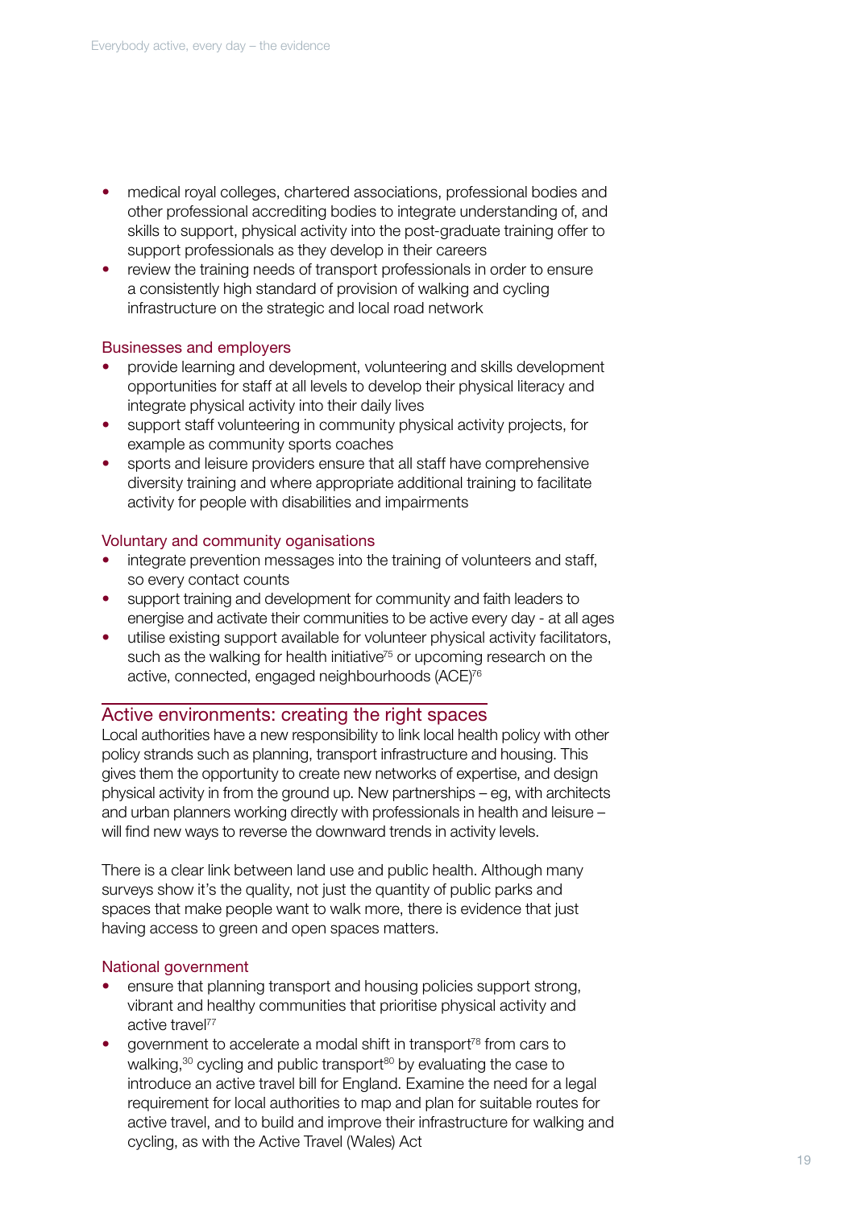- medical royal colleges, chartered associations, professional bodies and other professional accrediting bodies to integrate understanding of, and skills to support, physical activity into the post-graduate training offer to support professionals as they develop in their careers
- review the training needs of transport professionals in order to ensure a consistently high standard of provision of walking and cycling infrastructure on the strategic and local road network

### Businesses and employers

- provide learning and development, volunteering and skills development opportunities for staff at all levels to develop their physical literacy and integrate physical activity into their daily lives
- support staff volunteering in community physical activity projects, for example as community sports coaches
- sports and leisure providers ensure that all staff have comprehensive diversity training and where appropriate additional training to facilitate activity for people with disabilities and impairments

### Voluntary and community oganisations

- integrate prevention messages into the training of volunteers and staff, so every contact counts
- support training and development for community and faith leaders to energise and activate their communities to be active every day - at all ages
- utilise existing support available for volunteer physical activity facilitators, such as the walking for health initiative[75] or upcoming research on the active, connected, engaged neighbourhoods (ACE)[76]

## Active environments: creating the right spaces

Local authorities have a new responsibility to link local health policy with other policy strands such as planning, transport infrastructure and housing. This gives them the opportunity to create new networks of expertise, and design physical activity in from the ground up. New partnerships – eg, with architects and urban planners working directly with professionals in health and leisure – will find new ways to reverse the downward trends in activity levels.

There is a clear link between land use and public health. Although many surveys show it's the quality, not just the quantity of public parks and spaces that make people want to walk more, there is evidence that just having access to green and open spaces matters.

### National government

- ensure that planning transport and housing policies support strong, vibrant and healthy communities that prioritise physical activity and active travel[77]
- government to accelerate a modal shift in transport[78] from cars to walking,[30] cycling and public transport[80] by evaluating the case to introduce an active travel bill for England. Examine the need for a legal requirement for local authorities to map and plan for suitable routes for active travel, and to build and improve their infrastructure for walking and cycling, as with the Active Travel (Wales) Act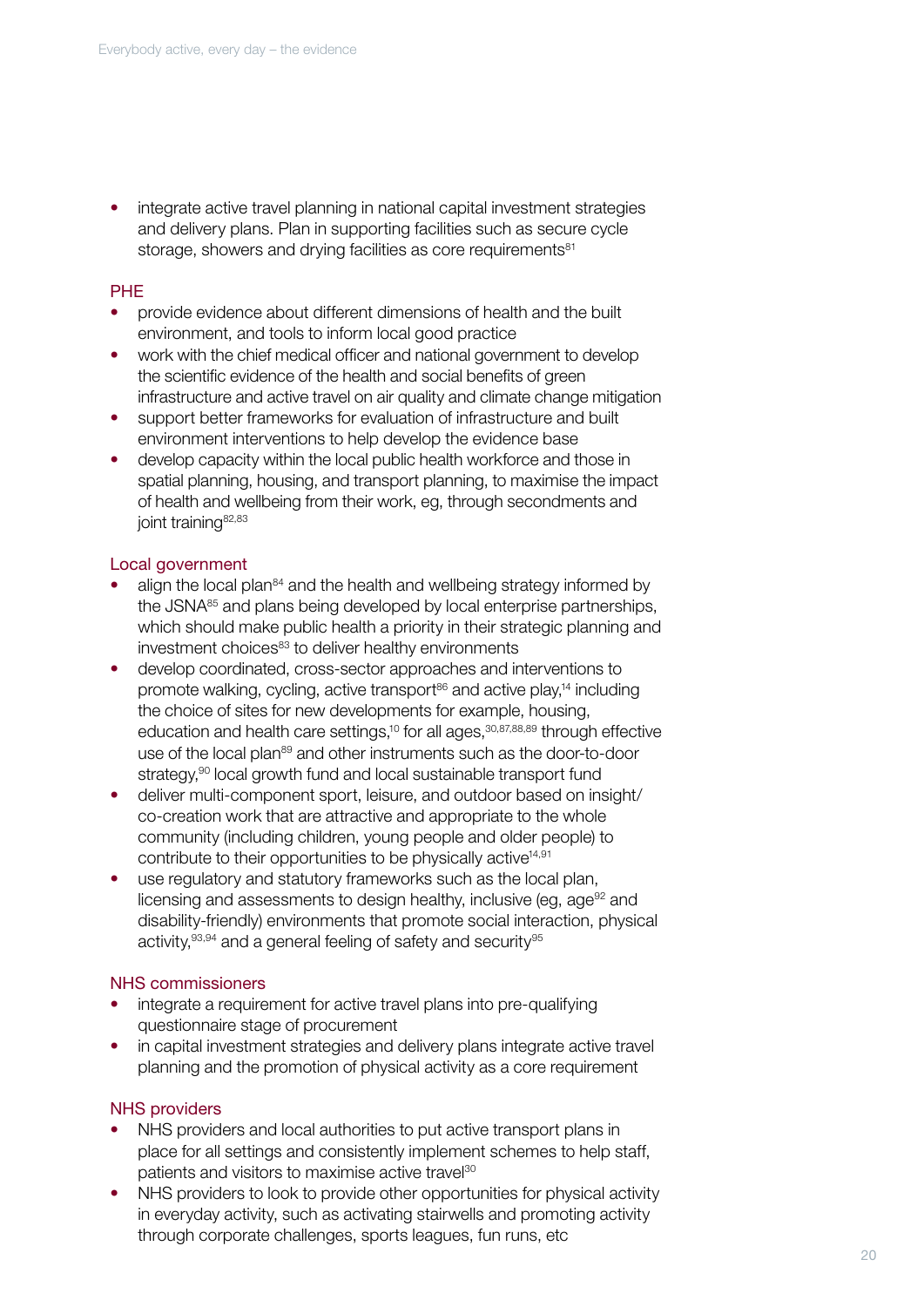- integrate active travel planning in national capital investment strategies and delivery plans. Plan in supporting facilities such as secure cycle storage, showers and drying facilities as core requirements[81]

PHE

- provide evidence about different dimensions of health and the built environment, and tools to inform local good practice
- work with the chief medical officer and national government to develop the scientific evidence of the health and social benefits of green infrastructure and active travel on air quality and climate change mitigation
- support better frameworks for evaluation of infrastructure and built environment interventions to help develop the evidence base
- develop capacity within the local public health workforce and those in spatial planning, housing, and transport planning, to maximise the impact of health and wellbeing from their work, eg, through secondments and joint training[82,83]

Local government

- align the local plan[84] and the health and wellbeing strategy informed by the JSNA[85] and plans being developed by local enterprise partnerships, which should make public health a priority in their strategic planning and investment choices[83] to deliver healthy environments
- develop coordinated, cross-sector approaches and interventions to promote walking, cycling, active transport[86] and active play,[14] including the choice of sites for new developments for example, housing, education and health care settings,[10] for all ages,[30,87,88,89] through effective use of the local plan[89] and other instruments such as the door-to-door strategy,[90] local growth fund and local sustainable transport fund
- deliver multi-component sport, leisure, and outdoor based on insight/co-creation work that are attractive and appropriate to the whole community (including children, young people and older people) to contribute to their opportunities to be physically active[14,91]
- use regulatory and statutory frameworks such as the local plan, licensing and assessments to design healthy, inclusive (eg, age[92] and disability-friendly) environments that promote social interaction, physical activity,[93,94] and a general feeling of safety and security[95]

NHS commissioners

- integrate a requirement for active travel plans into pre-qualifying questionnaire stage of procurement
- in capital investment strategies and delivery plans integrate active travel planning and the promotion of physical activity as a core requirement

NHS providers

- NHS providers and local authorities to put active transport plans in place for all settings and consistently implement schemes to help staff, patients and visitors to maximise active travel[30]
- NHS providers to look to provide other opportunities for physical activity in everyday activity, such as activating stairwells and promoting activity through corporate challenges, sports leagues, fun runs, etc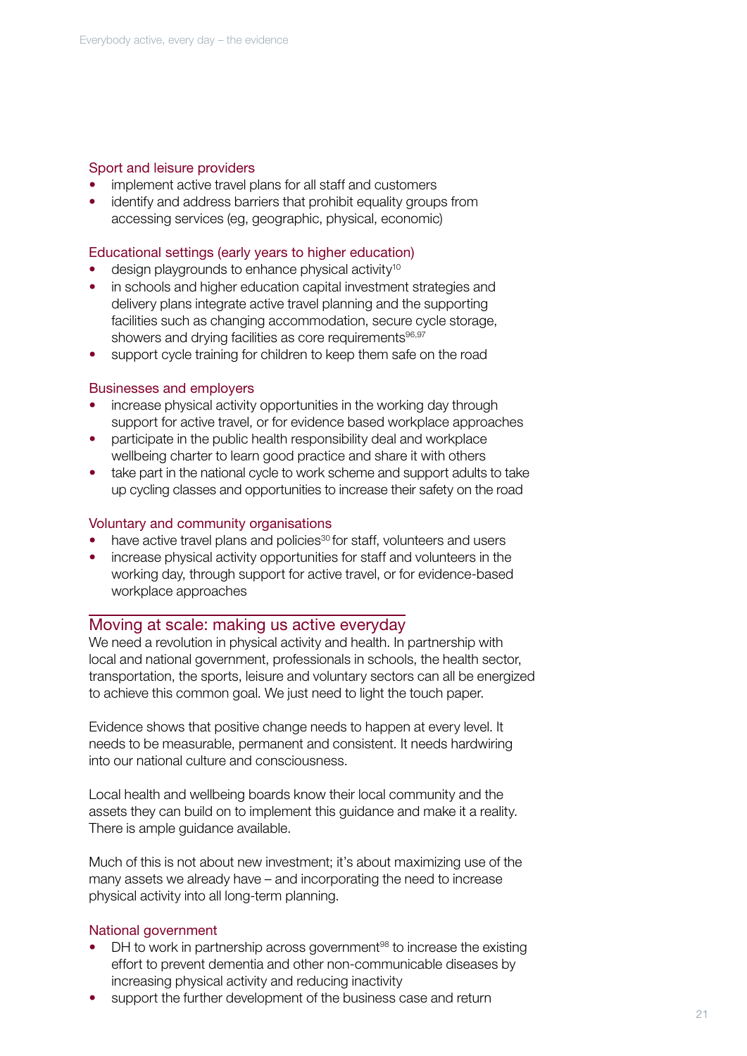### Sport and leisure providers

- implement active travel plans for all staff and customers
- identify and address barriers that prohibit equality groups from accessing services (eg, geographic, physical, economic)

### Educational settings (early years to higher education)

- design playgrounds to enhance physical activity[10]
- in schools and higher education capital investment strategies and delivery plans integrate active travel planning and the supporting facilities such as changing accommodation, secure cycle storage, showers and drying facilities as core requirements[96,97]
- support cycle training for children to keep them safe on the road

### Businesses and employers

- increase physical activity opportunities in the working day through support for active travel, or for evidence based workplace approaches
- participate in the public health responsibility deal and workplace wellbeing charter to learn good practice and share it with others
- take part in the national cycle to work scheme and support adults to take up cycling classes and opportunities to increase their safety on the road

### Voluntary and community organisations

- have active travel plans and policies[30] for staff, volunteers and users
- increase physical activity opportunities for staff and volunteers in the working day, through support for active travel, or for evidence-based workplace approaches

## Moving at scale: making us active everyday

We need a revolution in physical activity and health. In partnership with local and national government, professionals in schools, the health sector, transportation, the sports, leisure and voluntary sectors can all be energized to achieve this common goal. We just need to light the touch paper.

Evidence shows that positive change needs to happen at every level. It needs to be measurable, permanent and consistent. It needs hardwiring into our national culture and consciousness.

Local health and wellbeing boards know their local community and the assets they can build on to implement this guidance and make it a reality. There is ample guidance available.

Much of this is not about new investment; it's about maximizing use of the many assets we already have – and incorporating the need to increase physical activity into all long-term planning.

### National government

- DH to work in partnership across government[98] to increase the existing effort to prevent dementia and other non-communicable diseases by increasing physical activity and reducing inactivity
- support the further development of the business case and return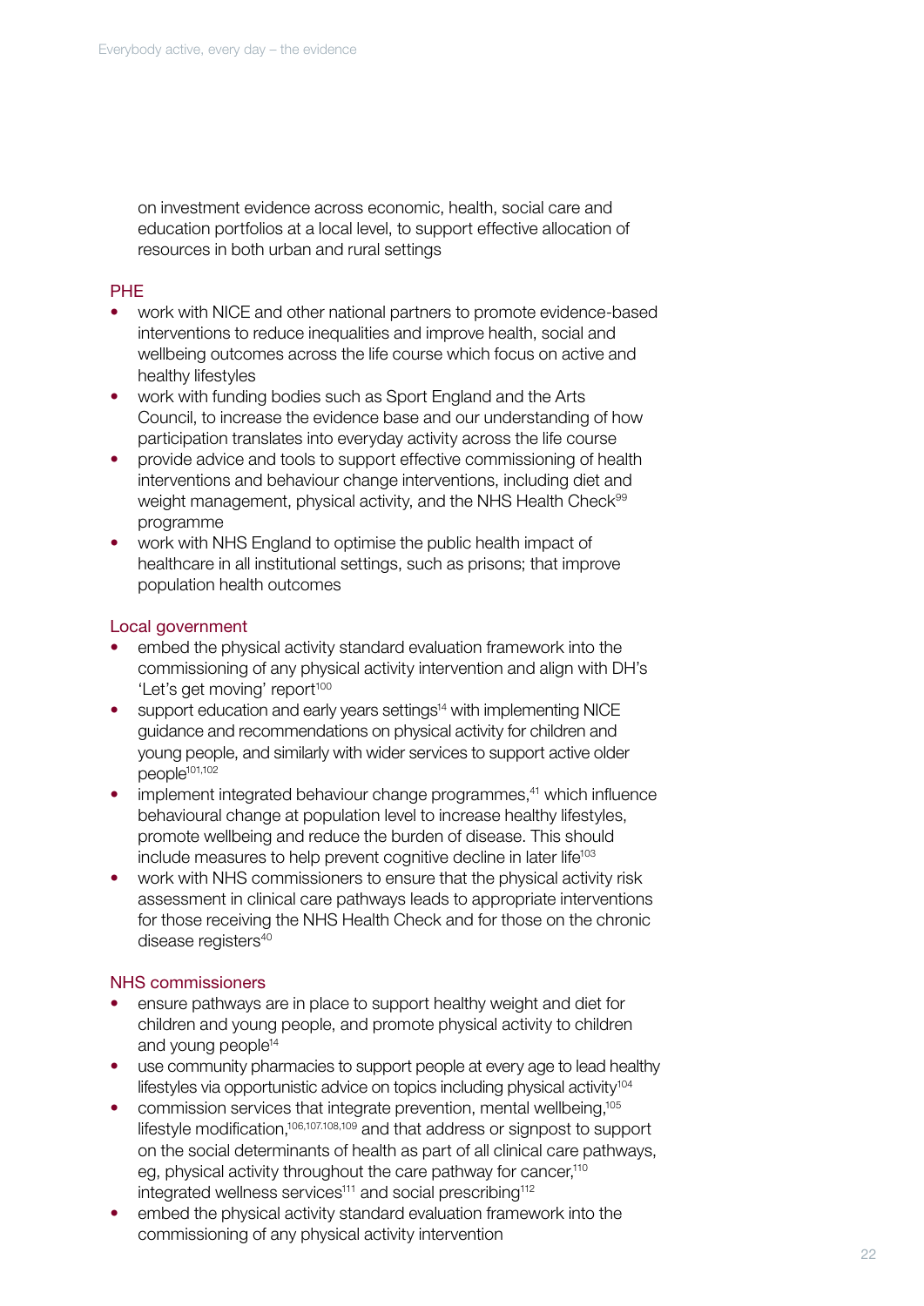on investment evidence across economic, health, social care and education portfolios at a local level, to support effective allocation of resources in both urban and rural settings

### PHE

- work with NICE and other national partners to promote evidence-based interventions to reduce inequalities and improve health, social and wellbeing outcomes across the life course which focus on active and healthy lifestyles
- work with funding bodies such as Sport England and the Arts Council, to increase the evidence base and our understanding of how participation translates into everyday activity across the life course
- provide advice and tools to support effective commissioning of health interventions and behaviour change interventions, including diet and weight management, physical activity, and the NHS Health Check[99] programme
- work with NHS England to optimise the public health impact of healthcare in all institutional settings, such as prisons; that improve population health outcomes

### Local government

- embed the physical activity standard evaluation framework into the commissioning of any physical activity intervention and align with DH's 'Let's get moving' report[100]
- support education and early years settings[14] with implementing NICE guidance and recommendations on physical activity for children and young people, and similarly with wider services to support active older people[101,102]
- implement integrated behaviour change programmes,[41] which influence behavioural change at population level to increase healthy lifestyles, promote wellbeing and reduce the burden of disease. This should include measures to help prevent cognitive decline in later life[103]
- work with NHS commissioners to ensure that the physical activity risk assessment in clinical care pathways leads to appropriate interventions for those receiving the NHS Health Check and for those on the chronic disease registers[40]

### NHS commissioners

- ensure pathways are in place to support healthy weight and diet for children and young people, and promote physical activity to children and young people[14]
- use community pharmacies to support people at every age to lead healthy lifestyles via opportunistic advice on topics including physical activity[104]
- commission services that integrate prevention, mental wellbeing,[105] lifestyle modification,[106,107,108,109] and that address or signpost to support on the social determinants of health as part of all clinical care pathways, eg, physical activity throughout the care pathway for cancer,[110] integrated wellness services[111] and social prescribing[112]
- embed the physical activity standard evaluation framework into the commissioning of any physical activity intervention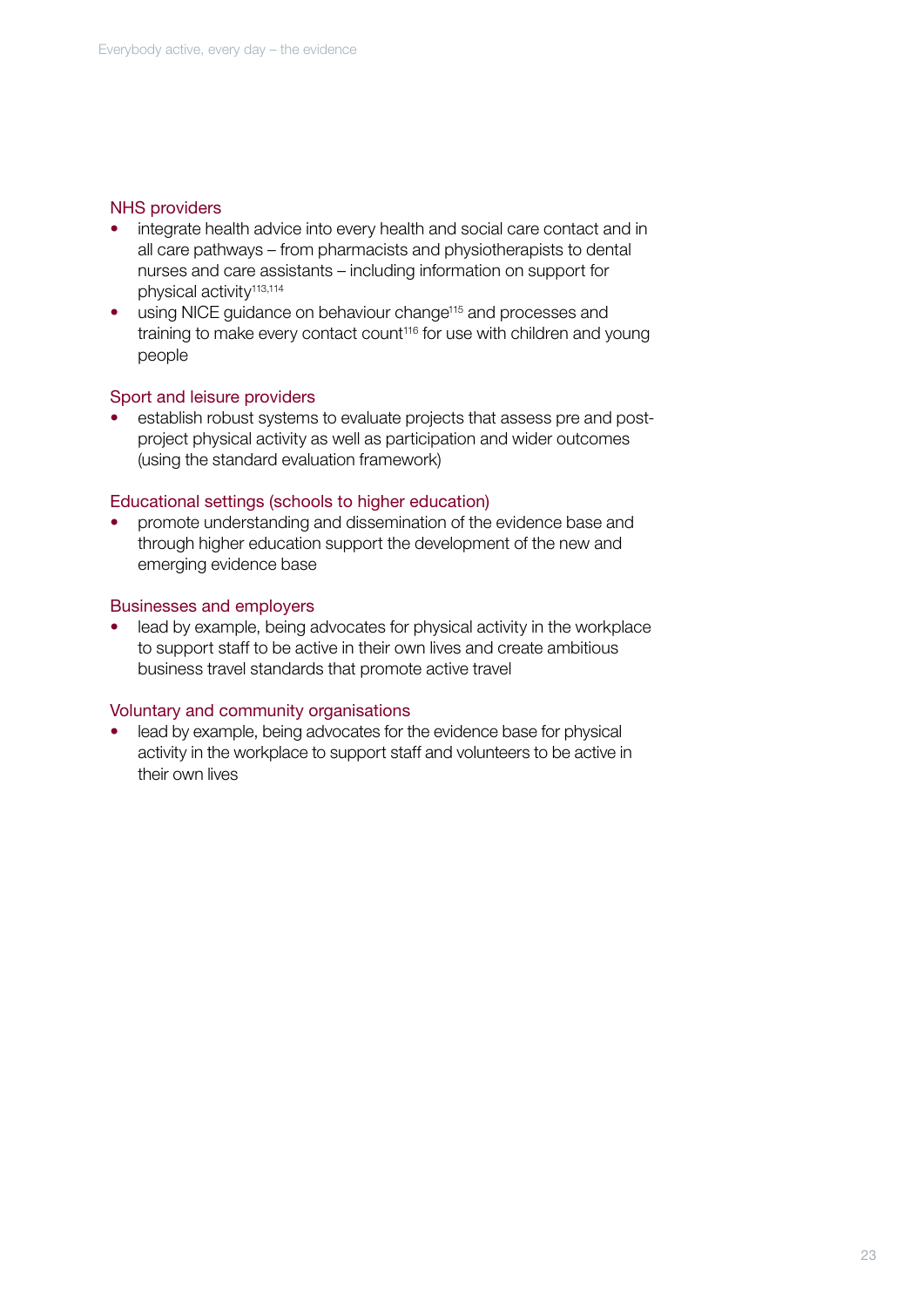### NHS providers

- integrate health advice into every health and social care contact and in all care pathways – from pharmacists and physiotherapists to dental nurses and care assistants – including information on support for physical activity[113,114]
- using NICE guidance on behaviour change[115] and processes and training to make every contact count[116] for use with children and young people

### Sport and leisure providers

- establish robust systems to evaluate projects that assess pre and post-project physical activity as well as participation and wider outcomes (using the standard evaluation framework)

### Educational settings (schools to higher education)

- promote understanding and dissemination of the evidence base and through higher education support the development of the new and emerging evidence base

### Businesses and employers

- lead by example, being advocates for physical activity in the workplace to support staff to be active in their own lives and create ambitious business travel standards that promote active travel

### Voluntary and community organisations

- lead by example, being advocates for the evidence base for physical activity in the workplace to support staff and volunteers to be active in their own lives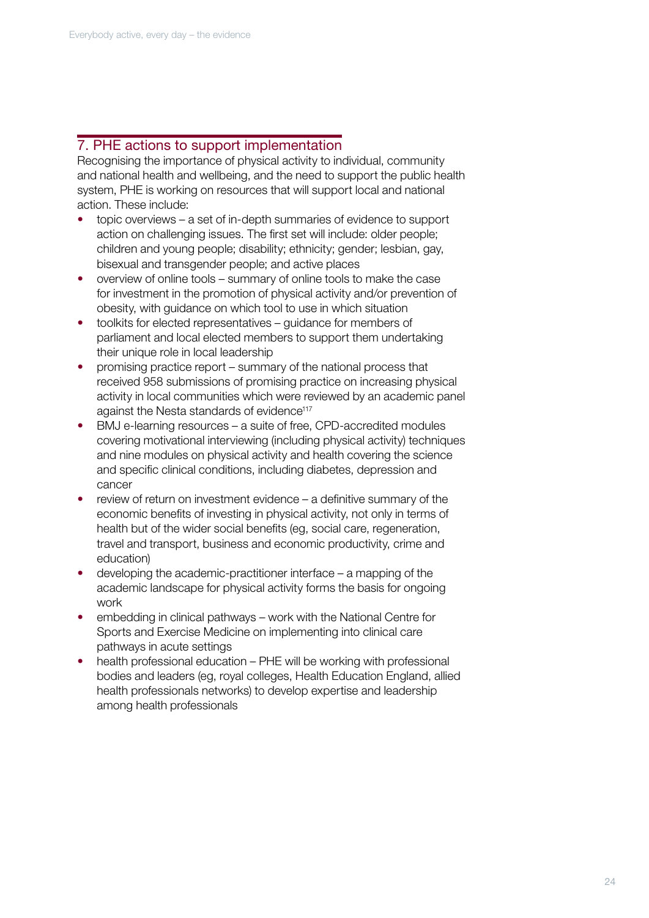## 7. PHE actions to support implementation

Recognising the importance of physical activity to individual, community and national health and wellbeing, and the need to support the public health system, PHE is working on resources that will support local and national action. These include:

- topic overviews – a set of in-depth summaries of evidence to support action on challenging issues. The first set will include: older people; children and young people; disability; ethnicity; gender; lesbian, gay, bisexual and transgender people; and active places
- overview of online tools – summary of online tools to make the case for investment in the promotion of physical activity and/or prevention of obesity, with guidance on which tool to use in which situation
- toolkits for elected representatives – guidance for members of parliament and local elected members to support them undertaking their unique role in local leadership
- promising practice report – summary of the national process that received 958 submissions of promising practice on increasing physical activity in local communities which were reviewed by an academic panel against the Nesta standards of evidence[117]
- BMJ e-learning resources – a suite of free, CPD-accredited modules covering motivational interviewing (including physical activity) techniques and nine modules on physical activity and health covering the science and specific clinical conditions, including diabetes, depression and cancer
- review of return on investment evidence – a definitive summary of the economic benefits of investing in physical activity, not only in terms of health but of the wider social benefits (eg, social care, regeneration, travel and transport, business and economic productivity, crime and education)
- developing the academic-practitioner interface – a mapping of the academic landscape for physical activity forms the basis for ongoing work
- embedding in clinical pathways – work with the National Centre for Sports and Exercise Medicine on implementing into clinical care pathways in acute settings
- health professional education – PHE will be working with professional bodies and leaders (eg, royal colleges, Health Education England, allied health professionals networks) to develop expertise and leadership among health professionals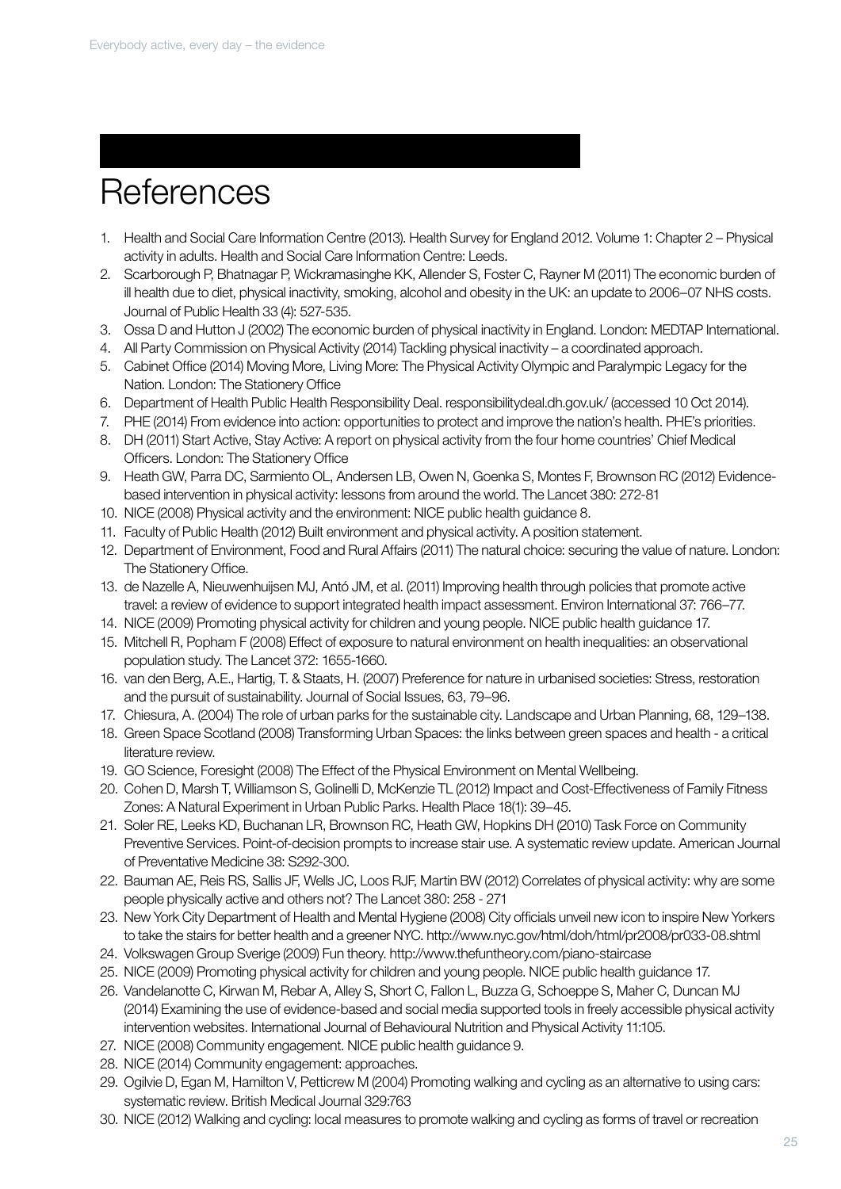# References

1. Health and Social Care Information Centre (2013). Health Survey for England 2012. Volume 1: Chapter 2 – Physical activity in adults. Health and Social Care Information Centre: Leeds.
2. Scarborough P, Bhatnagar P, Wickramasinghe KK, Allender S, Foster C, Rayner M (2011) The economic burden of ill health due to diet, physical inactivity, smoking, alcohol and obesity in the UK: an update to 2006–07 NHS costs. Journal of Public Health 33 (4): 527-535.
3. Ossa D and Hutton J (2002) The economic burden of physical inactivity in England. London: MEDTAP International.
4. All Party Commission on Physical Activity (2014) Tackling physical inactivity – a coordinated approach.
5. Cabinet Office (2014) Moving More, Living More: The Physical Activity Olympic and Paralympic Legacy for the Nation. London: The Stationery Office
6. Department of Health Public Health Responsibility Deal. responsibilitydeal.dh.gov.uk/ (accessed 10 Oct 2014).
7. PHE (2014) From evidence into action: opportunities to protect and improve the nation's health. PHE's priorities.
8. DH (2011) Start Active, Stay Active: A report on physical activity from the four home countries' Chief Medical Officers. London: The Stationery Office
9. Heath GW, Parra DC, Sarmiento OL, Andersen LB, Owen N, Goenka S, Montes F, Brownson RC (2012) Evidence-based intervention in physical activity: lessons from around the world. The Lancet 380: 272-81
10. NICE (2008) Physical activity and the environment: NICE public health guidance 8.
11. Faculty of Public Health (2012) Built environment and physical activity. A position statement.
12. Department of Environment, Food and Rural Affairs (2011) The natural choice: securing the value of nature. London: The Stationery Office.
13. de Nazelle A, Nieuwenhuijsen MJ, Antó JM, et al. (2011) Improving health through policies that promote active travel: a review of evidence to support integrated health impact assessment. Environ International 37: 766–77.
14. NICE (2009) Promoting physical activity for children and young people. NICE public health guidance 17.
15. Mitchell R, Popham F (2008) Effect of exposure to natural environment on health inequalities: an observational population study. The Lancet 372: 1655-1660.
16. van den Berg, A.E., Hartig, T. & Staats, H. (2007) Preference for nature in urbanised societies: Stress, restoration and the pursuit of sustainability. Journal of Social Issues, 63, 79–96.
17. Chiesura, A. (2004) The role of urban parks for the sustainable city. Landscape and Urban Planning, 68, 129–138.
18. Green Space Scotland (2008) Transforming Urban Spaces: the links between green spaces and health - a critical literature review.
19. GO Science, Foresight (2008) The Effect of the Physical Environment on Mental Wellbeing.
20. Cohen D, Marsh T, Williamson S, Golinelli D, McKenzie TL (2012) Impact and Cost-Effectiveness of Family Fitness Zones: A Natural Experiment in Urban Public Parks. Health Place 18(1): 39–45.
21. Soler RE, Leeks KD, Buchanan LR, Brownson RC, Heath GW, Hopkins DH (2010) Task Force on Community Preventive Services. Point-of-decision prompts to increase stair use. A systematic review update. American Journal of Preventative Medicine 38: S292-300.
22. Bauman AE, Reis RS, Sallis JF, Wells JC, Loos RJF, Martin BW (2012) Correlates of physical activity: why are some people physically active and others not? The Lancet 380: 258 - 271
23. New York City Department of Health and Mental Hygiene (2008) City officials unveil new icon to inspire New Yorkers to take the stairs for better health and a greener NYC. http://www.nyc.gov/html/doh/html/pr2008/pr033-08.shtml
24. Volkswagen Group Sverige (2009) Fun theory. http://www.thefuntheory.com/piano-staircase
25. NICE (2009) Promoting physical activity for children and young people. NICE public health guidance 17.
26. Vandelanotte C, Kirwan M, Rebar A, Alley S, Short C, Fallon L, Buzza G, Schoeppe S, Maher C, Duncan MJ (2014) Examining the use of evidence-based and social media supported tools in freely accessible physical activity intervention websites. International Journal of Behavioural Nutrition and Physical Activity 11:105.
27. NICE (2008) Community engagement. NICE public health guidance 9.
28. NICE (2014) Community engagement: approaches.
29. Ogilvie D, Egan M, Hamilton V, Petticrew M (2004) Promoting walking and cycling as an alternative to using cars: systematic review. British Medical Journal 329:763
30. NICE (2012) Walking and cycling: local measures to promote walking and cycling as forms of travel or recreation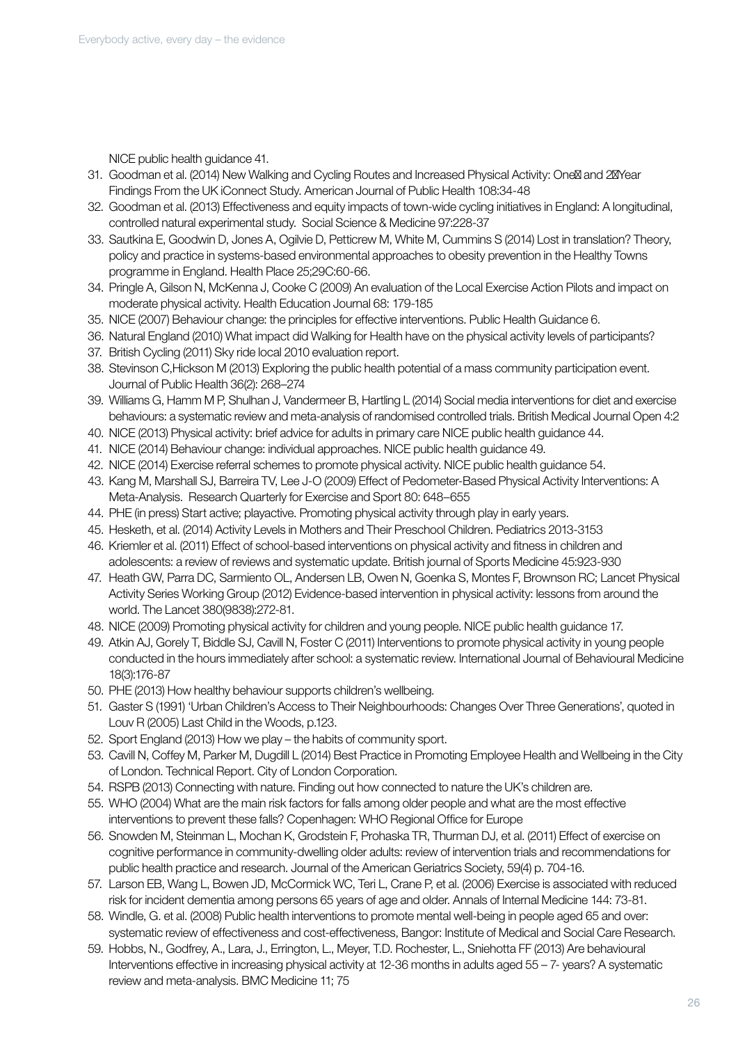NICE public health guidance 41.

31. Goodman et al. (2014) New Walking and Cycling Routes and Increased Physical Activity: One and 2 Year Findings From the UK iConnect Study. American Journal of Public Health 108:34-48
32. Goodman et al. (2013) Effectiveness and equity impacts of town-wide cycling initiatives in England: A longitudinal, controlled natural experimental study. Social Science & Medicine 97:228-37
33. Sautkina E, Goodwin D, Jones A, Ogilvie D, Petticrew M, White M, Cummins S (2014) Lost in translation? Theory, policy and practice in systems-based environmental approaches to obesity prevention in the Healthy Towns programme in England. Health Place 25;29C:60-66.
34. Pringle A, Gilson N, McKenna J, Cooke C (2009) An evaluation of the Local Exercise Action Pilots and impact on moderate physical activity. Health Education Journal 68: 179-185
35. NICE (2007) Behaviour change: the principles for effective interventions. Public Health Guidance 6.
36. Natural England (2010) What impact did Walking for Health have on the physical activity levels of participants?
37. British Cycling (2011) Sky ride local 2010 evaluation report.
38. Stevinson C,Hickson M (2013) Exploring the public health potential of a mass community participation event. Journal of Public Health 36(2): 268–274
39. Williams G, Hamm M P, Shulhan J, Vandermeer B, Hartling L (2014) Social media interventions for diet and exercise behaviours: a systematic review and meta-analysis of randomised controlled trials. British Medical Journal Open 4:2
40. NICE (2013) Physical activity: brief advice for adults in primary care NICE public health guidance 44.
41. NICE (2014) Behaviour change: individual approaches. NICE public health guidance 49.
42. NICE (2014) Exercise referral schemes to promote physical activity. NICE public health guidance 54.
43. Kang M, Marshall SJ, Barreira TV, Lee J-O (2009) Effect of Pedometer-Based Physical Activity Interventions: A Meta-Analysis. Research Quarterly for Exercise and Sport 80: 648–655
44. PHE (in press) Start active; playactive. Promoting physical activity through play in early years.
45. Hesketh, et al. (2014) Activity Levels in Mothers and Their Preschool Children. Pediatrics 2013-3153
46. Kriemler et al. (2011) Effect of school-based interventions on physical activity and fitness in children and adolescents: a review of reviews and systematic update. British journal of Sports Medicine 45:923-930
47. Heath GW, Parra DC, Sarmiento OL, Andersen LB, Owen N, Goenka S, Montes F, Brownson RC; Lancet Physical Activity Series Working Group (2012) Evidence-based intervention in physical activity: lessons from around the world. The Lancet 380(9838):272-81.
48. NICE (2009) Promoting physical activity for children and young people. NICE public health guidance 17.
49. Atkin AJ, Gorely T, Biddle SJ, Cavill N, Foster C (2011) Interventions to promote physical activity in young people conducted in the hours immediately after school: a systematic review. International Journal of Behavioural Medicine 18(3):176-87
50. PHE (2013) How healthy behaviour supports children's wellbeing.
51. Gaster S (1991) 'Urban Children's Access to Their Neighbourhoods: Changes Over Three Generations', quoted in Louv R (2005) Last Child in the Woods, p.123.
52. Sport England (2013) How we play – the habits of community sport.
53. Cavill N, Coffey M, Parker M, Dugdill L (2014) Best Practice in Promoting Employee Health and Wellbeing in the City of London. Technical Report. City of London Corporation.
54. RSPB (2013) Connecting with nature. Finding out how connected to nature the UK's children are.
55. WHO (2004) What are the main risk factors for falls among older people and what are the most effective interventions to prevent these falls? Copenhagen: WHO Regional Office for Europe
56. Snowden M, Steinman L, Mochan K, Grodstein F, Prohaska TR, Thurman DJ, et al. (2011) Effect of exercise on cognitive performance in community-dwelling older adults: review of intervention trials and recommendations for public health practice and research. Journal of the American Geriatrics Society, 59(4) p. 704-16.
57. Larson EB, Wang L, Bowen JD, McCormick WC, Teri L, Crane P, et al. (2006) Exercise is associated with reduced risk for incident dementia among persons 65 years of age and older. Annals of Internal Medicine 144: 73-81.
58. Windle, G. et al. (2008) Public health interventions to promote mental well-being in people aged 65 and over: systematic review of effectiveness and cost-effectiveness, Bangor: Institute of Medical and Social Care Research.
59. Hobbs, N., Godfrey, A., Lara, J., Errington, L., Meyer, T.D. Rochester, L., Sniehotta FF (2013) Are behavioural Interventions effective in increasing physical activity at 12-36 months in adults aged 55 – 7- years? A systematic review and meta-analysis. BMC Medicine 11; 75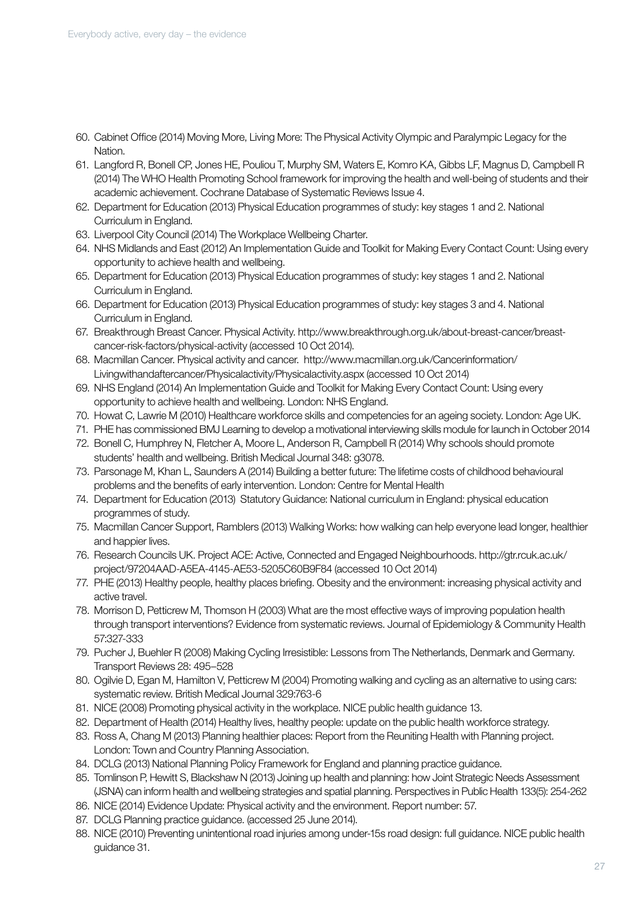60. Cabinet Office (2014) Moving More, Living More: The Physical Activity Olympic and Paralympic Legacy for the Nation.
61. Langford R, Bonell CP, Jones HE, Pouliou T, Murphy SM, Waters E, Komro KA, Gibbs LF, Magnus D, Campbell R (2014) The WHO Health Promoting School framework for improving the health and well-being of students and their academic achievement. Cochrane Database of Systematic Reviews Issue 4.
62. Department for Education (2013) Physical Education programmes of study: key stages 1 and 2. National Curriculum in England.
63. Liverpool City Council (2014) The Workplace Wellbeing Charter.
64. NHS Midlands and East (2012) An Implementation Guide and Toolkit for Making Every Contact Count: Using every opportunity to achieve health and wellbeing.
65. Department for Education (2013) Physical Education programmes of study: key stages 1 and 2. National Curriculum in England.
66. Department for Education (2013) Physical Education programmes of study: key stages 3 and 4. National Curriculum in England.
67. Breakthrough Breast Cancer. Physical Activity. http://www.breakthrough.org.uk/about-breast-cancer/breast-cancer-risk-factors/physical-activity (accessed 10 Oct 2014).
68. Macmillan Cancer. Physical activity and cancer. http://www.macmillan.org.uk/Cancerinformation/Livingwithandaftercancer/Physicalactivity/Physicalactivity.aspx (accessed 10 Oct 2014)
69. NHS England (2014) An Implementation Guide and Toolkit for Making Every Contact Count: Using every opportunity to achieve health and wellbeing. London: NHS England.
70. Howat C, Lawrie M (2010) Healthcare workforce skills and competencies for an ageing society. London: Age UK.
71. PHE has commissioned BMJ Learning to develop a motivational interviewing skills module for launch in October 2014
72. Bonell C, Humphrey N, Fletcher A, Moore L, Anderson R, Campbell R (2014) Why schools should promote students' health and wellbeing. British Medical Journal 348: g3078.
73. Parsonage M, Khan L, Saunders A (2014) Building a better future: The lifetime costs of childhood behavioural problems and the benefits of early intervention. London: Centre for Mental Health
74. Department for Education (2013) Statutory Guidance: National curriculum in England: physical education programmes of study.
75. Macmillan Cancer Support, Ramblers (2013) Walking Works: how walking can help everyone lead longer, healthier and happier lives.
76. Research Councils UK. Project ACE: Active, Connected and Engaged Neighbourhoods. http://gtr.rcuk.ac.uk/project/97204AAD-A5EA-4145-AE53-5205C60B9F84 (accessed 10 Oct 2014)
77. PHE (2013) Healthy people, healthy places briefing. Obesity and the environment: increasing physical activity and active travel.
78. Morrison D, Petticrew M, Thomson H (2003) What are the most effective ways of improving population health through transport interventions? Evidence from systematic reviews. Journal of Epidemiology & Community Health 57:327-333
79. Pucher J, Buehler R (2008) Making Cycling Irresistible: Lessons from The Netherlands, Denmark and Germany. Transport Reviews 28: 495–528
80. Ogilvie D, Egan M, Hamilton V, Petticrew M (2004) Promoting walking and cycling as an alternative to using cars: systematic review. British Medical Journal 329:763-6
81. NICE (2008) Promoting physical activity in the workplace. NICE public health guidance 13.
82. Department of Health (2014) Healthy lives, healthy people: update on the public health workforce strategy.
83. Ross A, Chang M (2013) Planning healthier places: Report from the Reuniting Health with Planning project. London: Town and Country Planning Association.
84. DCLG (2013) National Planning Policy Framework for England and planning practice guidance.
85. Tomlinson P, Hewitt S, Blackshaw N (2013) Joining up health and planning: how Joint Strategic Needs Assessment (JSNA) can inform health and wellbeing strategies and spatial planning. Perspectives in Public Health 133(5): 254-262
86. NICE (2014) Evidence Update: Physical activity and the environment. Report number: 57.
87. DCLG Planning practice guidance. (accessed 25 June 2014).
88. NICE (2010) Preventing unintentional road injuries among under-15s road design: full guidance. NICE public health guidance 31.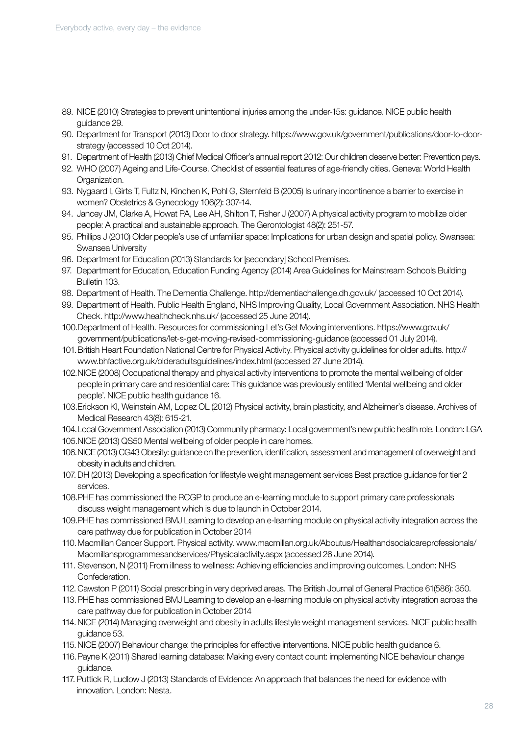89. NICE (2010) Strategies to prevent unintentional injuries among the under-15s: guidance. NICE public health guidance 29.
90. Department for Transport (2013) Door to door strategy. https://www.gov.uk/government/publications/door-to-door-strategy (accessed 10 Oct 2014).
91. Department of Health (2013) Chief Medical Officer's annual report 2012: Our children deserve better: Prevention pays.
92. WHO (2007) Ageing and Life-Course. Checklist of essential features of age-friendly cities. Geneva: World Health Organization.
93. Nygaard I, Girts T, Fultz N, Kinchen K, Pohl G, Sternfeld B (2005) Is urinary incontinence a barrier to exercise in women? Obstetrics & Gynecology 106(2): 307-14.
94. Jancey JM, Clarke A, Howat PA, Lee AH, Shilton T, Fisher J (2007) A physical activity program to mobilize older people: A practical and sustainable approach. The Gerontologist 48(2): 251-57.
95. Phillips J (2010) Older people's use of unfamiliar space: Implications for urban design and spatial policy. Swansea: Swansea University
96. Department for Education (2013) Standards for [secondary] School Premises.
97. Department for Education, Education Funding Agency (2014) Area Guidelines for Mainstream Schools Building Bulletin 103.
98. Department of Health. The Dementia Challenge. http://dementiachallenge.dh.gov.uk/ (accessed 10 Oct 2014).
99. Department of Health. Public Health England, NHS Improving Quality, Local Government Association. NHS Health Check. http://www.healthcheck.nhs.uk/ (accessed 25 June 2014).
100. Department of Health. Resources for commissioning Let's Get Moving interventions. https://www.gov.uk/government/publications/let-s-get-moving-revised-commissioning-guidance (accessed 01 July 2014).
101. British Heart Foundation National Centre for Physical Activity. Physical activity guidelines for older adults. http://www.bhfactive.org.uk/olderadultsguidelines/index.html (accessed 27 June 2014).
102. NICE (2008) Occupational therapy and physical activity interventions to promote the mental wellbeing of older people in primary care and residential care: This guidance was previously entitled 'Mental wellbeing and older people'. NICE public health guidance 16.
103. Erickson KI, Weinstein AM, Lopez OL (2012) Physical activity, brain plasticity, and Alzheimer's disease. Archives of Medical Research 43(8): 615-21.
104. Local Government Association (2013) Community pharmacy: Local government's new public health role. London: LGA
105. NICE (2013) QS50 Mental wellbeing of older people in care homes.
106. NICE (2013) CG43 Obesity: guidance on the prevention, identification, assessment and management of overweight and obesity in adults and children.
107. DH (2013) Developing a specification for lifestyle weight management services Best practice guidance for tier 2 services.
108. PHE has commissioned the RCGP to produce an e-learning module to support primary care professionals discuss weight management which is due to launch in October 2014.
109. PHE has commissioned BMJ Learning to develop an e-learning module on physical activity integration across the care pathway due for publication in October 2014
110. Macmillan Cancer Support. Physical activity. www.macmillan.org.uk/Aboutus/Healthandsocialcareprofessionals/Macmillansprogrammesandservices/Physicalactivity.aspx (accessed 26 June 2014).
111. Stevenson, N (2011) From illness to wellness: Achieving efficiencies and improving outcomes. London: NHS Confederation.
112. Cawston P (2011) Social prescribing in very deprived areas. The British Journal of General Practice 61(586): 350.
113. PHE has commissioned BMJ Learning to develop an e-learning module on physical activity integration across the care pathway due for publication in October 2014
114. NICE (2014) Managing overweight and obesity in adults lifestyle weight management services. NICE public health guidance 53.
115. NICE (2007) Behaviour change: the principles for effective interventions. NICE public health guidance 6.
116. Payne K (2011) Shared learning database: Making every contact count: implementing NICE behaviour change guidance.
117. Puttick R, Ludlow J (2013) Standards of Evidence: An approach that balances the need for evidence with innovation. London: Nesta.